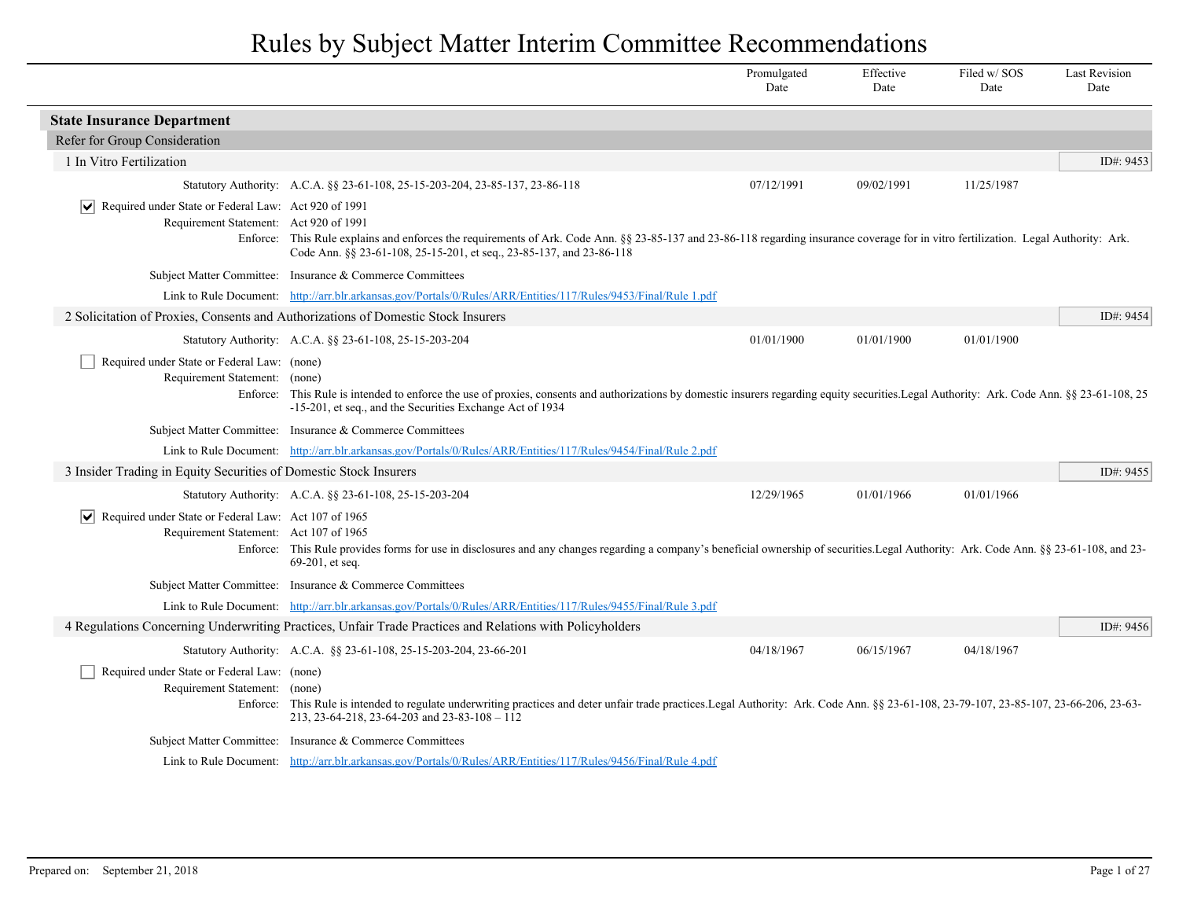# Rules by Subject Matter Interim Committee Recommendations

| | Promulgated Date | Effective Date | Filed w/ SOS Date | Last Revision Date |
|---|---|---|---|---|

## State Insurance Department

### Refer for Group Consideration

#### 1 In Vitro Fertilization

ID#: 9453

| | | Promulgated Date | Effective Date | Filed w/ SOS Date | Last Revision Date |
|---|---|---|---|---|---|
| Statutory Authority: | A.C.A. §§ 23-61-108, 25-15-203-204, 23-85-137, 23-86-118 | 07/12/1991 | 09/02/1991 | 11/25/1987 | |

☑ Required under State or Federal Law: Act 920 of 1991

Requirement Statement: Act 920 of 1991

Enforce: This Rule explains and enforces the requirements of Ark. Code Ann. §§ 23-85-137 and 23-86-118 regarding insurance coverage for in vitro fertilization. Legal Authority: Ark. Code Ann. §§ 23-61-108, 25-15-201, et seq., 23-85-137, and 23-86-118

Subject Matter Committee: Insurance & Commerce Committees

Link to Rule Document: [http://arr.blr.arkansas.gov/Portals/0/Rules/ARR/Entities/117/Rules/9453/Final/Rule 1.pdf](http://arr.blr.arkansas.gov/Portals/0/Rules/ARR/Entities/117/Rules/9453/Final/Rule 1.pdf)

#### 2 Solicitation of Proxies, Consents and Authorizations of Domestic Stock Insurers

ID#: 9454

| | | Promulgated Date | Effective Date | Filed w/ SOS Date | Last Revision Date |
|---|---|---|---|---|---|
| Statutory Authority: | A.C.A. §§ 23-61-108, 25-15-203-204 | 01/01/1900 | 01/01/1900 | 01/01/1900 | |

☐ Required under State or Federal Law: (none)

Requirement Statement: (none)

Enforce: This Rule is intended to enforce the use of proxies, consents and authorizations by domestic insurers regarding equity securities.Legal Authority: Ark. Code Ann. §§ 23-61-108, 25-15-201, et seq., and the Securities Exchange Act of 1934

Subject Matter Committee: Insurance & Commerce Committees

Link to Rule Document: [http://arr.blr.arkansas.gov/Portals/0/Rules/ARR/Entities/117/Rules/9454/Final/Rule 2.pdf](http://arr.blr.arkansas.gov/Portals/0/Rules/ARR/Entities/117/Rules/9454/Final/Rule 2.pdf)

#### 3 Insider Trading in Equity Securities of Domestic Stock Insurers

ID#: 9455

| | | Promulgated Date | Effective Date | Filed w/ SOS Date | Last Revision Date |
|---|---|---|---|---|---|
| Statutory Authority: | A.C.A. §§ 23-61-108, 25-15-203-204 | 12/29/1965 | 01/01/1966 | 01/01/1966 | |

☑ Required under State or Federal Law: Act 107 of 1965

Requirement Statement: Act 107 of 1965

Enforce: This Rule provides forms for use in disclosures and any changes regarding a company's beneficial ownership of securities.Legal Authority: Ark. Code Ann. §§ 23-61-108, and 23-69-201, et seq.

Subject Matter Committee: Insurance & Commerce Committees

Link to Rule Document: [http://arr.blr.arkansas.gov/Portals/0/Rules/ARR/Entities/117/Rules/9455/Final/Rule 3.pdf](http://arr.blr.arkansas.gov/Portals/0/Rules/ARR/Entities/117/Rules/9455/Final/Rule 3.pdf)

#### 4 Regulations Concerning Underwriting Practices, Unfair Trade Practices and Relations with Policyholders

ID#: 9456

| | | Promulgated Date | Effective Date | Filed w/ SOS Date | Last Revision Date |
|---|---|---|---|---|---|
| Statutory Authority: | A.C.A. §§ 23-61-108, 25-15-203-204, 23-66-201 | 04/18/1967 | 06/15/1967 | 04/18/1967 | |

☐ Required under State or Federal Law: (none)

Requirement Statement: (none)

Enforce: This Rule is intended to regulate underwriting practices and deter unfair trade practices.Legal Authority: Ark. Code Ann. §§ 23-61-108, 23-79-107, 23-85-107, 23-66-206, 23-63-213, 23-64-218, 23-64-203 and 23-83-108 – 112

Subject Matter Committee: Insurance & Commerce Committees

Link to Rule Document: [http://arr.blr.arkansas.gov/Portals/0/Rules/ARR/Entities/117/Rules/9456/Final/Rule 4.pdf](http://arr.blr.arkansas.gov/Portals/0/Rules/ARR/Entities/117/Rules/9456/Final/Rule 4.pdf)

Prepared on: September 21, 2018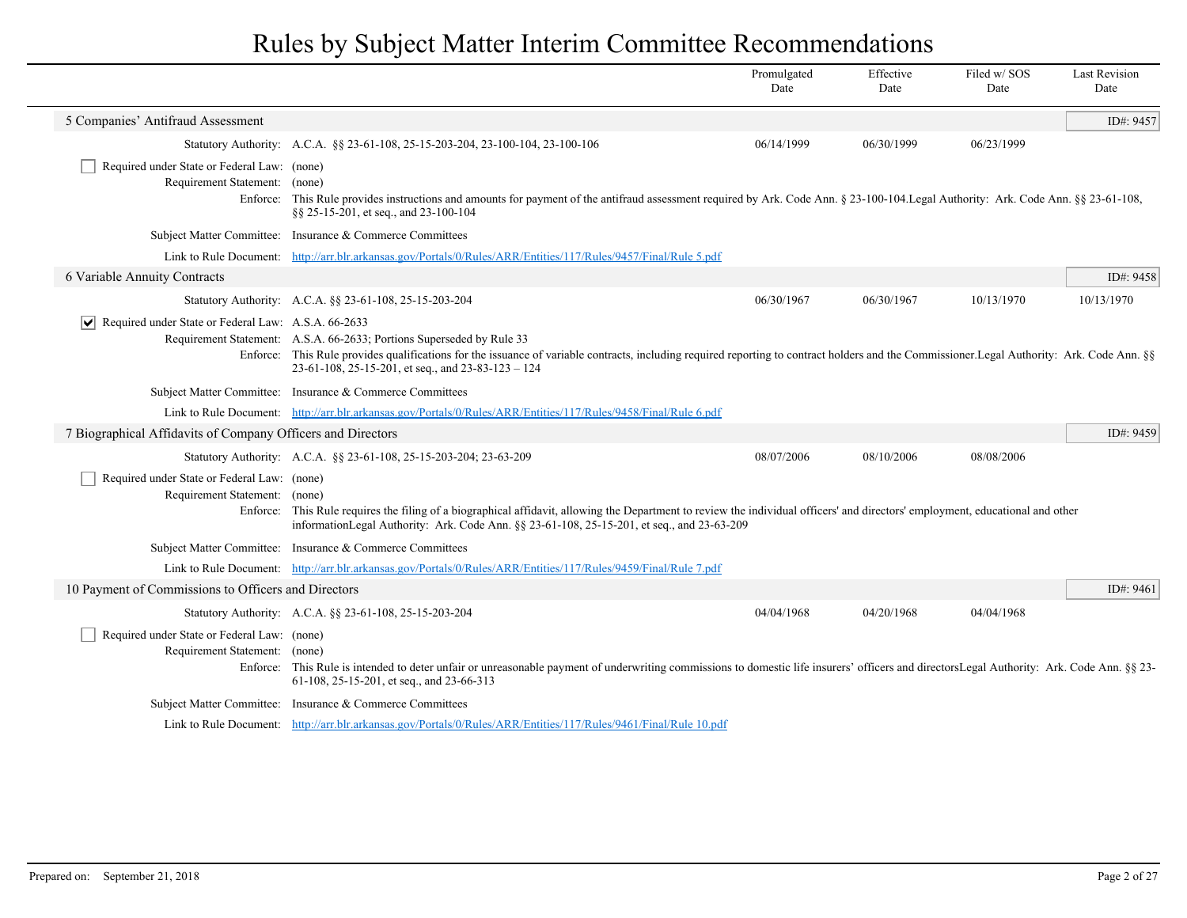# Rules by Subject Matter Interim Committee Recommendations

| | Promulgated Date | Effective Date | Filed w/ SOS Date | Last Revision Date |
|---|---|---|---|---|

## 5 Companies' Antifraud Assessment

ID#: 9457

| | Promulgated Date | Effective Date | Filed w/ SOS Date | Last Revision Date |
|---|---|---|---|---|
| Statutory Authority: A.C.A. §§ 23-61-108, 25-15-203-204, 23-100-104, 23-100-106 | 06/14/1999 | 06/30/1999 | 06/23/1999 | |

- [ ] Required under State or Federal Law: (none)

Requirement Statement: (none)

Enforce: This Rule provides instructions and amounts for payment of the antifraud assessment required by Ark. Code Ann. § 23-100-104.Legal Authority: Ark. Code Ann. §§ 23-61-108, §§ 25-15-201, et seq., and 23-100-104

Subject Matter Committee: Insurance & Commerce Committees

Link to Rule Document: http://arr.blr.arkansas.gov/Portals/0/Rules/ARR/Entities/117/Rules/9457/Final/Rule 5.pdf

## 6 Variable Annuity Contracts

ID#: 9458

| | Promulgated Date | Effective Date | Filed w/ SOS Date | Last Revision Date |
|---|---|---|---|---|
| Statutory Authority: A.C.A. §§ 23-61-108, 25-15-203-204 | 06/30/1967 | 06/30/1967 | 10/13/1970 | 10/13/1970 |

- [x] Required under State or Federal Law: A.S.A. 66-2633

Requirement Statement: A.S.A. 66-2633; Portions Superseded by Rule 33

Enforce: This Rule provides qualifications for the issuance of variable contracts, including required reporting to contract holders and the Commissioner.Legal Authority: Ark. Code Ann. §§ 23-61-108, 25-15-201, et seq., and 23-83-123 – 124

Subject Matter Committee: Insurance & Commerce Committees

Link to Rule Document: http://arr.blr.arkansas.gov/Portals/0/Rules/ARR/Entities/117/Rules/9458/Final/Rule 6.pdf

## 7 Biographical Affidavits of Company Officers and Directors

ID#: 9459

| | Promulgated Date | Effective Date | Filed w/ SOS Date | Last Revision Date |
|---|---|---|---|---|
| Statutory Authority: A.C.A. §§ 23-61-108, 25-15-203-204; 23-63-209 | 08/07/2006 | 08/10/2006 | 08/08/2006 | |

- [ ] Required under State or Federal Law: (none)

Requirement Statement: (none)

Enforce: This Rule requires the filing of a biographical affidavit, allowing the Department to review the individual officers' and directors' employment, educational and other informationLegal Authority: Ark. Code Ann. §§ 23-61-108, 25-15-201, et seq., and 23-63-209

Subject Matter Committee: Insurance & Commerce Committees

Link to Rule Document: http://arr.blr.arkansas.gov/Portals/0/Rules/ARR/Entities/117/Rules/9459/Final/Rule 7.pdf

## 10 Payment of Commissions to Officers and Directors

ID#: 9461

| | Promulgated Date | Effective Date | Filed w/ SOS Date | Last Revision Date |
|---|---|---|---|---|
| Statutory Authority: A.C.A. §§ 23-61-108, 25-15-203-204 | 04/04/1968 | 04/20/1968 | 04/04/1968 | |

- [ ] Required under State or Federal Law: (none)

Requirement Statement: (none)

Enforce: This Rule is intended to deter unfair or unreasonable payment of underwriting commissions to domestic life insurers' officers and directorsLegal Authority: Ark. Code Ann. §§ 23-61-108, 25-15-201, et seq., and 23-66-313

Subject Matter Committee: Insurance & Commerce Committees

Link to Rule Document: http://arr.blr.arkansas.gov/Portals/0/Rules/ARR/Entities/117/Rules/9461/Final/Rule 10.pdf

Prepared on: September 21, 2018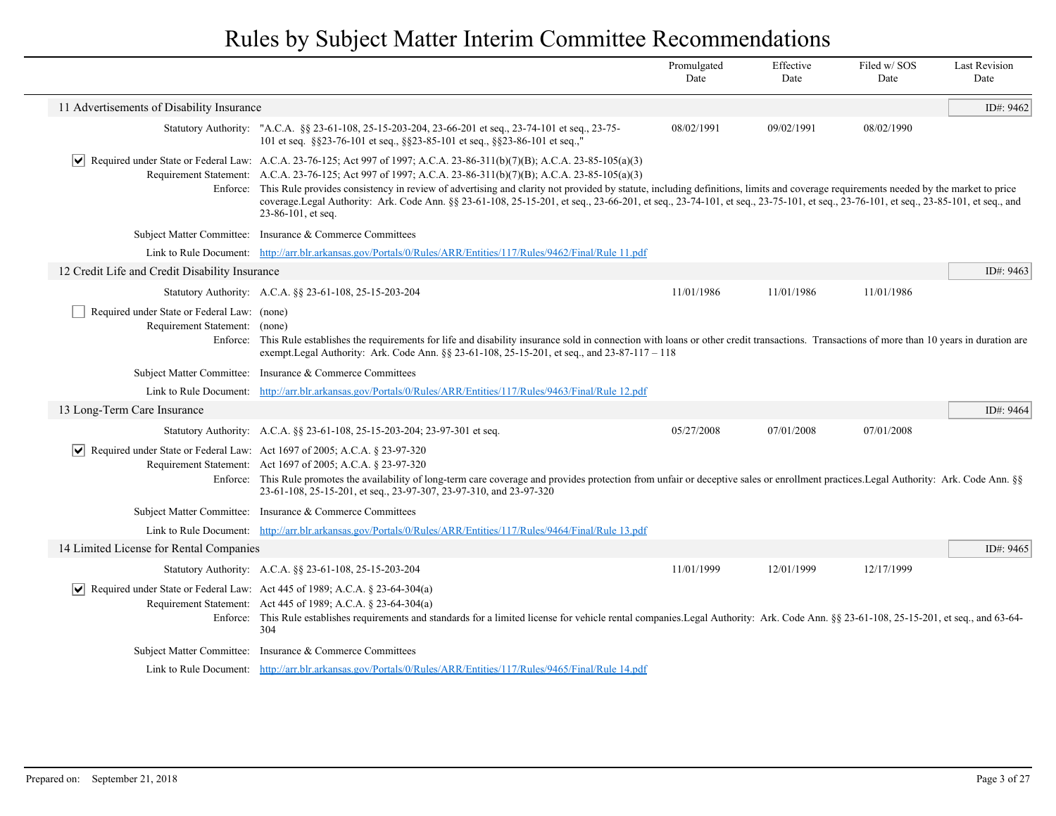# Rules by Subject Matter Interim Committee Recommendations

| | Promulgated Date | Effective Date | Filed w/ SOS Date | Last Revision Date |
|---|---|---|---|---|

## 11 Advertisements of Disability Insurance

ID#: 9462

**Statutory Authority:** "A.C.A. §§ 23-61-108, 25-15-203-204, 23-66-201 et seq., 23-74-101 et seq., 23-75-101 et seq. §§23-76-101 et seq., §§23-85-101 et seq., §§23-86-101 et seq.,"

| Promulgated Date | Effective Date | Filed w/ SOS Date | Last Revision Date |
|---|---|---|---|
| 08/02/1991 | 09/02/1991 | 08/02/1990 | |

☑ **Required under State or Federal Law:** A.C.A. 23-76-125; Act 997 of 1997; A.C.A. 23-86-311(b)(7)(B); A.C.A. 23-85-105(a)(3)

**Requirement Statement:** A.C.A. 23-76-125; Act 997 of 1997; A.C.A. 23-86-311(b)(7)(B); A.C.A. 23-85-105(a)(3)

**Enforce:** This Rule provides consistency in review of advertising and clarity not provided by statute, including definitions, limits and coverage requirements needed by the market to price coverage.Legal Authority: Ark. Code Ann. §§ 23-61-108, 25-15-201, et seq., 23-66-201, et seq., 23-74-101, et seq., 23-75-101, et seq., 23-76-101, et seq., 23-85-101, et seq., and 23-86-101, et seq.

**Subject Matter Committee:** Insurance & Commerce Committees

**Link to Rule Document:** [http://arr.blr.arkansas.gov/Portals/0/Rules/ARR/Entities/117/Rules/9462/Final/Rule 11.pdf](http://arr.blr.arkansas.gov/Portals/0/Rules/ARR/Entities/117/Rules/9462/Final/Rule 11.pdf)

## 12 Credit Life and Credit Disability Insurance

ID#: 9463

**Statutory Authority:** A.C.A. §§ 23-61-108, 25-15-203-204

| Promulgated Date | Effective Date | Filed w/ SOS Date | Last Revision Date |
|---|---|---|---|
| 11/01/1986 | 11/01/1986 | 11/01/1986 | |

☐ **Required under State or Federal Law:** (none)

**Requirement Statement:** (none)

**Enforce:** This Rule establishes the requirements for life and disability insurance sold in connection with loans or other credit transactions. Transactions of more than 10 years in duration are exempt.Legal Authority: Ark. Code Ann. §§ 23-61-108, 25-15-201, et seq., and 23-87-117 – 118

**Subject Matter Committee:** Insurance & Commerce Committees

**Link to Rule Document:** [http://arr.blr.arkansas.gov/Portals/0/Rules/ARR/Entities/117/Rules/9463/Final/Rule 12.pdf](http://arr.blr.arkansas.gov/Portals/0/Rules/ARR/Entities/117/Rules/9463/Final/Rule 12.pdf)

## 13 Long-Term Care Insurance

ID#: 9464

**Statutory Authority:** A.C.A. §§ 23-61-108, 25-15-203-204; 23-97-301 et seq.

| Promulgated Date | Effective Date | Filed w/ SOS Date | Last Revision Date |
|---|---|---|---|
| 05/27/2008 | 07/01/2008 | 07/01/2008 | |

☑ **Required under State or Federal Law:** Act 1697 of 2005; A.C.A. § 23-97-320

**Requirement Statement:** Act 1697 of 2005; A.C.A. § 23-97-320

**Enforce:** This Rule promotes the availability of long-term care coverage and provides protection from unfair or deceptive sales or enrollment practices.Legal Authority: Ark. Code Ann. §§ 23-61-108, 25-15-201, et seq., 23-97-307, 23-97-310, and 23-97-320

**Subject Matter Committee:** Insurance & Commerce Committees

**Link to Rule Document:** [http://arr.blr.arkansas.gov/Portals/0/Rules/ARR/Entities/117/Rules/9464/Final/Rule 13.pdf](http://arr.blr.arkansas.gov/Portals/0/Rules/ARR/Entities/117/Rules/9464/Final/Rule 13.pdf)

## 14 Limited License for Rental Companies

ID#: 9465

**Statutory Authority:** A.C.A. §§ 23-61-108, 25-15-203-204

| Promulgated Date | Effective Date | Filed w/ SOS Date | Last Revision Date |
|---|---|---|---|
| 11/01/1999 | 12/01/1999 | 12/17/1999 | |

☑ **Required under State or Federal Law:** Act 445 of 1989; A.C.A. § 23-64-304(a)

**Requirement Statement:** Act 445 of 1989; A.C.A. § 23-64-304(a)

**Enforce:** This Rule establishes requirements and standards for a limited license for vehicle rental companies.Legal Authority: Ark. Code Ann. §§ 23-61-108, 25-15-201, et seq., and 63-64-304

**Subject Matter Committee:** Insurance & Commerce Committees

**Link to Rule Document:** [http://arr.blr.arkansas.gov/Portals/0/Rules/ARR/Entities/117/Rules/9465/Final/Rule 14.pdf](http://arr.blr.arkansas.gov/Portals/0/Rules/ARR/Entities/117/Rules/9465/Final/Rule 14.pdf)

Prepared on: September 21, 2018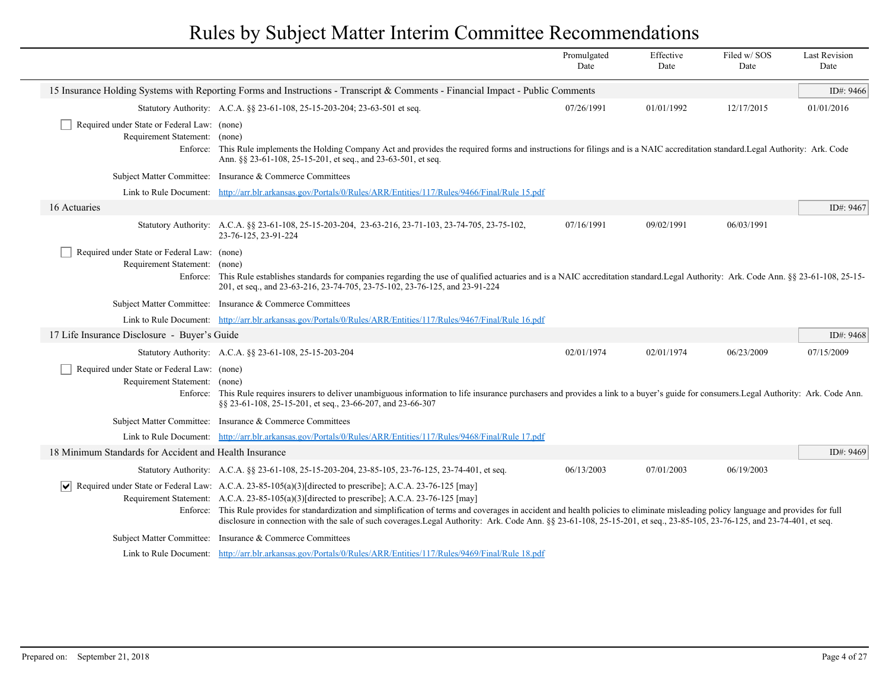# Rules by Subject Matter Interim Committee Recommendations

| | Promulgated Date | Effective Date | Filed w/ SOS Date | Last Revision Date |
|---|---|---|---|---|

## 15 Insurance Holding Systems with Reporting Forms and Instructions - Transcript & Comments - Financial Impact - Public Comments

ID#: 9466

| | Promulgated Date | Effective Date | Filed w/ SOS Date | Last Revision Date |
|---|---|---|---|---|
| **Statutory Authority:** A.C.A. §§ 23-61-108, 25-15-203-204; 23-63-501 et seq. | 07/26/1991 | 01/01/1992 | 12/17/2015 | 01/01/2016 |

☐ **Required under State or Federal Law:** (none)

**Requirement Statement:** (none)

**Enforce:** This Rule implements the Holding Company Act and provides the required forms and instructions for filings and is a NAIC accreditation standard.Legal Authority: Ark. Code Ann. §§ 23-61-108, 25-15-201, et seq., and 23-63-501, et seq.

**Subject Matter Committee:** Insurance & Commerce Committees

**Link to Rule Document:** http://arr.blr.arkansas.gov/Portals/0/Rules/ARR/Entities/117/Rules/9466/Final/Rule 15.pdf

## 16 Actuaries

ID#: 9467

| | Promulgated Date | Effective Date | Filed w/ SOS Date | Last Revision Date |
|---|---|---|---|---|
| **Statutory Authority:** A.C.A. §§ 23-61-108, 25-15-203-204, 23-63-216, 23-71-103, 23-74-705, 23-75-102, 23-76-125, 23-91-224 | 07/16/1991 | 09/02/1991 | 06/03/1991 | |

☐ **Required under State or Federal Law:** (none)

**Requirement Statement:** (none)

**Enforce:** This Rule establishes standards for companies regarding the use of qualified actuaries and is a NAIC accreditation standard.Legal Authority: Ark. Code Ann. §§ 23-61-108, 25-15-201, et seq., and 23-63-216, 23-74-705, 23-75-102, 23-76-125, and 23-91-224

**Subject Matter Committee:** Insurance & Commerce Committees

**Link to Rule Document:** http://arr.blr.arkansas.gov/Portals/0/Rules/ARR/Entities/117/Rules/9467/Final/Rule 16.pdf

## 17 Life Insurance Disclosure - Buyer's Guide

ID#: 9468

| | Promulgated Date | Effective Date | Filed w/ SOS Date | Last Revision Date |
|---|---|---|---|---|
| **Statutory Authority:** A.C.A. §§ 23-61-108, 25-15-203-204 | 02/01/1974 | 02/01/1974 | 06/23/2009 | 07/15/2009 |

☐ **Required under State or Federal Law:** (none)

**Requirement Statement:** (none)

**Enforce:** This Rule requires insurers to deliver unambiguous information to life insurance purchasers and provides a link to a buyer's guide for consumers.Legal Authority: Ark. Code Ann. §§ 23-61-108, 25-15-201, et seq., 23-66-207, and 23-66-307

**Subject Matter Committee:** Insurance & Commerce Committees

**Link to Rule Document:** http://arr.blr.arkansas.gov/Portals/0/Rules/ARR/Entities/117/Rules/9468/Final/Rule 17.pdf

## 18 Minimum Standards for Accident and Health Insurance

ID#: 9469

| | Promulgated Date | Effective Date | Filed w/ SOS Date | Last Revision Date |
|---|---|---|---|---|
| **Statutory Authority:** A.C.A. §§ 23-61-108, 25-15-203-204, 23-85-105, 23-76-125, 23-74-401, et seq. | 06/13/2003 | 07/01/2003 | 06/19/2003 | |

☑ **Required under State or Federal Law:** A.C.A. 23-85-105(a)(3)[directed to prescribe]; A.C.A. 23-76-125 [may]

**Requirement Statement:** A.C.A. 23-85-105(a)(3)[directed to prescribe]; A.C.A. 23-76-125 [may]

**Enforce:** This Rule provides for standardization and simplification of terms and coverages in accident and health policies to eliminate misleading policy language and provides for full disclosure in connection with the sale of such coverages.Legal Authority: Ark. Code Ann. §§ 23-61-108, 25-15-201, et seq., 23-85-105, 23-76-125, and 23-74-401, et seq.

**Subject Matter Committee:** Insurance & Commerce Committees

**Link to Rule Document:** http://arr.blr.arkansas.gov/Portals/0/Rules/ARR/Entities/117/Rules/9469/Final/Rule 18.pdf

Prepared on: September 21, 2018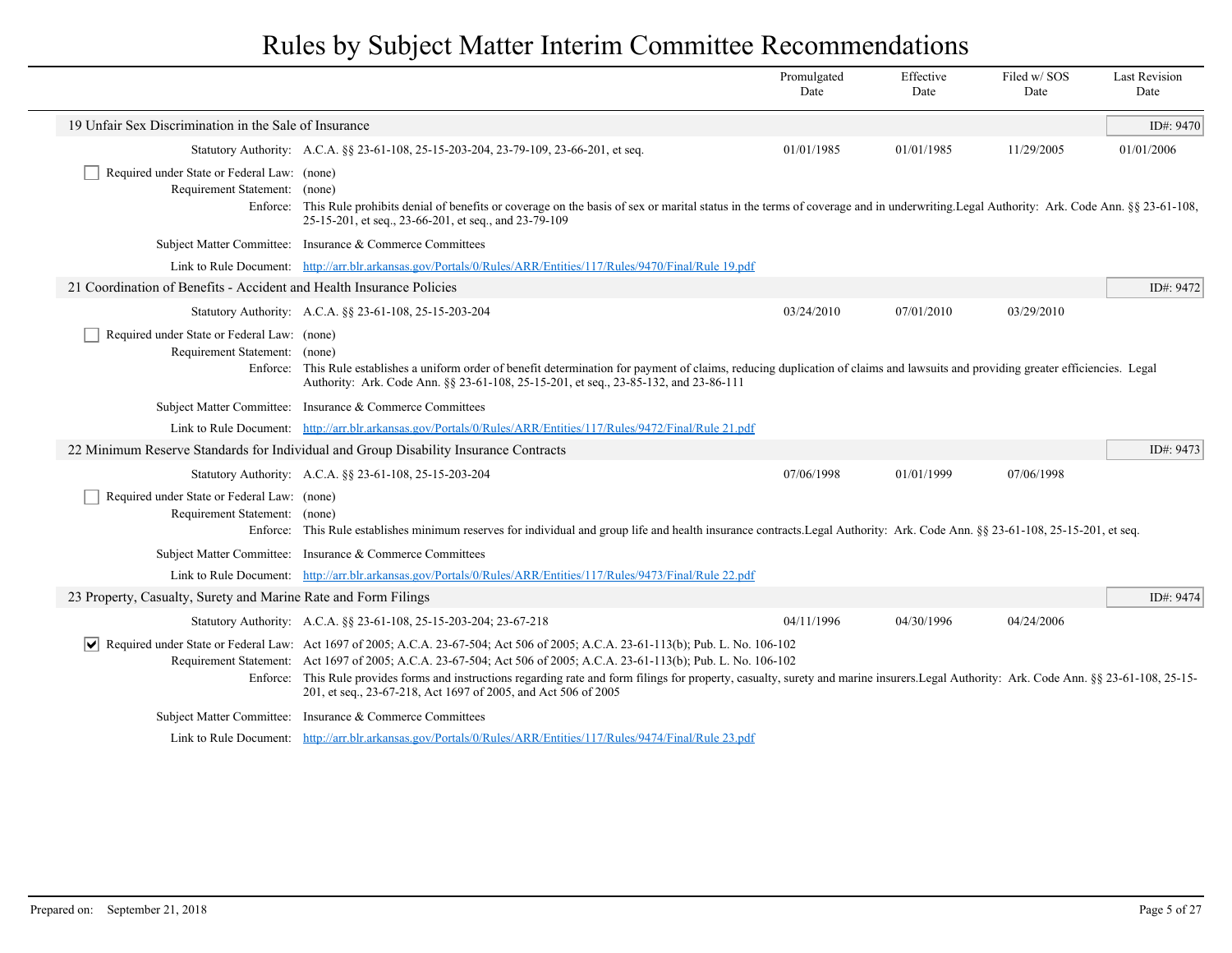# Rules by Subject Matter Interim Committee Recommendations

| | Promulgated Date | Effective Date | Filed w/ SOS Date | Last Revision Date |
|---|---|---|---|---|

## 19 Unfair Sex Discrimination in the Sale of Insurance

**ID#: 9470**

| | Promulgated Date | Effective Date | Filed w/ SOS Date | Last Revision Date |
|---|---|---|---|---|
| Statutory Authority: A.C.A. §§ 23-61-108, 25-15-203-204, 23-79-109, 23-66-201, et seq. | 01/01/1985 | 01/01/1985 | 11/29/2005 | 01/01/2006 |

- [ ] Required under State or Federal Law: (none)

Requirement Statement: (none)

Enforce: This Rule prohibits denial of benefits or coverage on the basis of sex or marital status in the terms of coverage and in underwriting.Legal Authority: Ark. Code Ann. §§ 23-61-108, 25-15-201, et seq., 23-66-201, et seq., and 23-79-109

Subject Matter Committee: Insurance & Commerce Committees

Link to Rule Document: [http://arr.blr.arkansas.gov/Portals/0/Rules/ARR/Entities/117/Rules/9470/Final/Rule 19.pdf](http://arr.blr.arkansas.gov/Portals/0/Rules/ARR/Entities/117/Rules/9470/Final/Rule 19.pdf)

## 21 Coordination of Benefits - Accident and Health Insurance Policies

**ID#: 9472**

| | Promulgated Date | Effective Date | Filed w/ SOS Date | Last Revision Date |
|---|---|---|---|---|
| Statutory Authority: A.C.A. §§ 23-61-108, 25-15-203-204 | 03/24/2010 | 07/01/2010 | 03/29/2010 | |

- [ ] Required under State or Federal Law: (none)

Requirement Statement: (none)

Enforce: This Rule establishes a uniform order of benefit determination for payment of claims, reducing duplication of claims and lawsuits and providing greater efficiencies. Legal Authority: Ark. Code Ann. §§ 23-61-108, 25-15-201, et seq., 23-85-132, and 23-86-111

Subject Matter Committee: Insurance & Commerce Committees

Link to Rule Document: [http://arr.blr.arkansas.gov/Portals/0/Rules/ARR/Entities/117/Rules/9472/Final/Rule 21.pdf](http://arr.blr.arkansas.gov/Portals/0/Rules/ARR/Entities/117/Rules/9472/Final/Rule 21.pdf)

## 22 Minimum Reserve Standards for Individual and Group Disability Insurance Contracts

**ID#: 9473**

| | Promulgated Date | Effective Date | Filed w/ SOS Date | Last Revision Date |
|---|---|---|---|---|
| Statutory Authority: A.C.A. §§ 23-61-108, 25-15-203-204 | 07/06/1998 | 01/01/1999 | 07/06/1998 | |

- [ ] Required under State or Federal Law: (none)

Requirement Statement: (none)

Enforce: This Rule establishes minimum reserves for individual and group life and health insurance contracts.Legal Authority: Ark. Code Ann. §§ 23-61-108, 25-15-201, et seq.

Subject Matter Committee: Insurance & Commerce Committees

Link to Rule Document: [http://arr.blr.arkansas.gov/Portals/0/Rules/ARR/Entities/117/Rules/9473/Final/Rule 22.pdf](http://arr.blr.arkansas.gov/Portals/0/Rules/ARR/Entities/117/Rules/9473/Final/Rule 22.pdf)

## 23 Property, Casualty, Surety and Marine Rate and Form Filings

**ID#: 9474**

| | Promulgated Date | Effective Date | Filed w/ SOS Date | Last Revision Date |
|---|---|---|---|---|
| Statutory Authority: A.C.A. §§ 23-61-108, 25-15-203-204; 23-67-218 | 04/11/1996 | 04/30/1996 | 04/24/2006 | |

- [x] Required under State or Federal Law: Act 1697 of 2005; A.C.A. 23-67-504; Act 506 of 2005; A.C.A. 23-61-113(b); Pub. L. No. 106-102

Requirement Statement: Act 1697 of 2005; A.C.A. 23-67-504; Act 506 of 2005; A.C.A. 23-61-113(b); Pub. L. No. 106-102

Enforce: This Rule provides forms and instructions regarding rate and form filings for property, casualty, surety and marine insurers.Legal Authority: Ark. Code Ann. §§ 23-61-108, 25-15-201, et seq., 23-67-218, Act 1697 of 2005, and Act 506 of 2005

Subject Matter Committee: Insurance & Commerce Committees

Link to Rule Document: [http://arr.blr.arkansas.gov/Portals/0/Rules/ARR/Entities/117/Rules/9474/Final/Rule 23.pdf](http://arr.blr.arkansas.gov/Portals/0/Rules/ARR/Entities/117/Rules/9474/Final/Rule 23.pdf)

Prepared on: September 21, 2018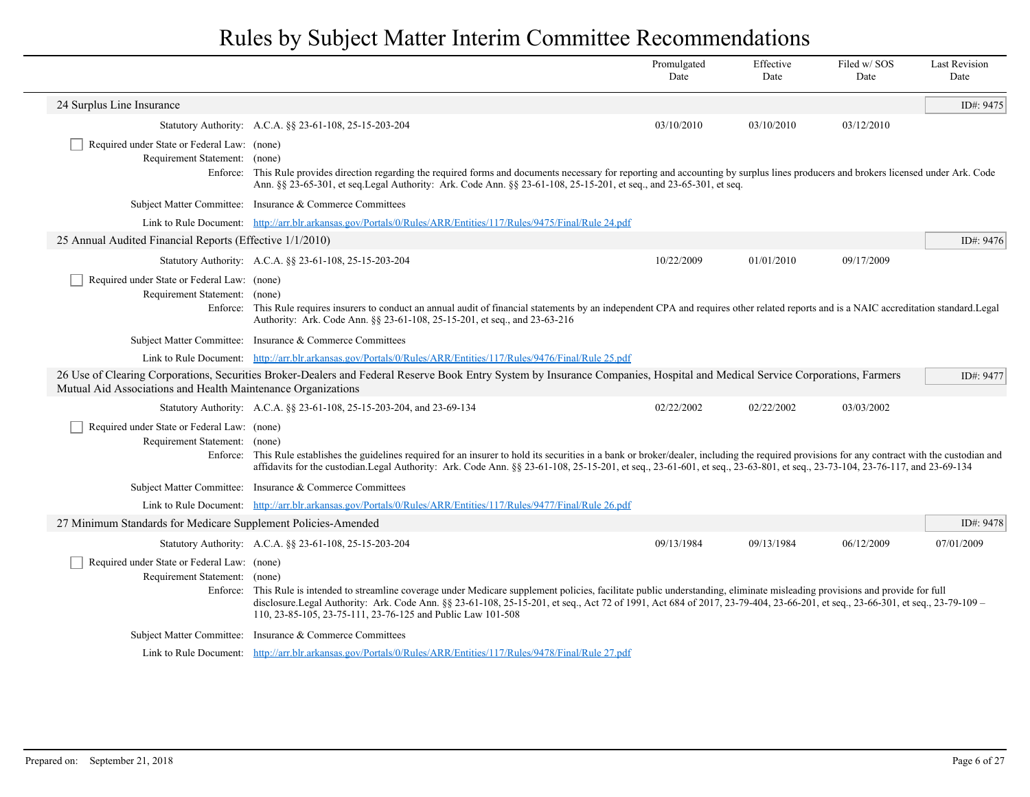# Rules by Subject Matter Interim Committee Recommendations

| | Promulgated Date | Effective Date | Filed w/ SOS Date | Last Revision Date |
|---|---|---|---|---|

## 24 Surplus Line Insurance

ID#: 9475

| | Promulgated Date | Effective Date | Filed w/ SOS Date | Last Revision Date |
|---|---|---|---|---|
| Statutory Authority: A.C.A. §§ 23-61-108, 25-15-203-204 | 03/10/2010 | 03/10/2010 | 03/12/2010 | |

☐ Required under State or Federal Law: (none)

Requirement Statement: (none)

Enforce: This Rule provides direction regarding the required forms and documents necessary for reporting and accounting by surplus lines producers and brokers licensed under Ark. Code Ann. §§ 23-65-301, et seq.Legal Authority: Ark. Code Ann. §§ 23-61-108, 25-15-201, et seq., and 23-65-301, et seq.

Subject Matter Committee: Insurance & Commerce Committees

Link to Rule Document: http://arr.blr.arkansas.gov/Portals/0/Rules/ARR/Entities/117/Rules/9475/Final/Rule 24.pdf

## 25 Annual Audited Financial Reports (Effective 1/1/2010)

ID#: 9476

| | Promulgated Date | Effective Date | Filed w/ SOS Date | Last Revision Date |
|---|---|---|---|---|
| Statutory Authority: A.C.A. §§ 23-61-108, 25-15-203-204 | 10/22/2009 | 01/01/2010 | 09/17/2009 | |

☐ Required under State or Federal Law: (none)

Requirement Statement: (none)

Enforce: This Rule requires insurers to conduct an annual audit of financial statements by an independent CPA and requires other related reports and is a NAIC accreditation standard.Legal Authority: Ark. Code Ann. §§ 23-61-108, 25-15-201, et seq., and 23-63-216

Subject Matter Committee: Insurance & Commerce Committees

Link to Rule Document: http://arr.blr.arkansas.gov/Portals/0/Rules/ARR/Entities/117/Rules/9476/Final/Rule 25.pdf

## 26 Use of Clearing Corporations, Securities Broker-Dealers and Federal Reserve Book Entry System by Insurance Companies, Hospital and Medical Service Corporations, Farmers Mutual Aid Associations and Health Maintenance Organizations

ID#: 9477

| | Promulgated Date | Effective Date | Filed w/ SOS Date | Last Revision Date |
|---|---|---|---|---|
| Statutory Authority: A.C.A. §§ 23-61-108, 25-15-203-204, and 23-69-134 | 02/22/2002 | 02/22/2002 | 03/03/2002 | |

☐ Required under State or Federal Law: (none)

Requirement Statement: (none)

Enforce: This Rule establishes the guidelines required for an insurer to hold its securities in a bank or broker/dealer, including the required provisions for any contract with the custodian and affidavits for the custodian.Legal Authority: Ark. Code Ann. §§ 23-61-108, 25-15-201, et seq., 23-61-601, et seq., 23-63-801, et seq., 23-73-104, 23-76-117, and 23-69-134

Subject Matter Committee: Insurance & Commerce Committees

Link to Rule Document: http://arr.blr.arkansas.gov/Portals/0/Rules/ARR/Entities/117/Rules/9477/Final/Rule 26.pdf

## 27 Minimum Standards for Medicare Supplement Policies-Amended

ID#: 9478

| | Promulgated Date | Effective Date | Filed w/ SOS Date | Last Revision Date |
|---|---|---|---|---|
| Statutory Authority: A.C.A. §§ 23-61-108, 25-15-203-204 | 09/13/1984 | 09/13/1984 | 06/12/2009 | 07/01/2009 |

☐ Required under State or Federal Law: (none)

Requirement Statement: (none)

Enforce: This Rule is intended to streamline coverage under Medicare supplement policies, facilitate public understanding, eliminate misleading provisions and provide for full disclosure.Legal Authority: Ark. Code Ann. §§ 23-61-108, 25-15-201, et seq., Act 72 of 1991, Act 684 of 2017, 23-79-404, 23-66-201, et seq., 23-66-301, et seq., 23-79-109 – 110, 23-85-105, 23-75-111, 23-76-125 and Public Law 101-508

Subject Matter Committee: Insurance & Commerce Committees

Link to Rule Document: http://arr.blr.arkansas.gov/Portals/0/Rules/ARR/Entities/117/Rules/9478/Final/Rule 27.pdf

Prepared on: September 21, 2018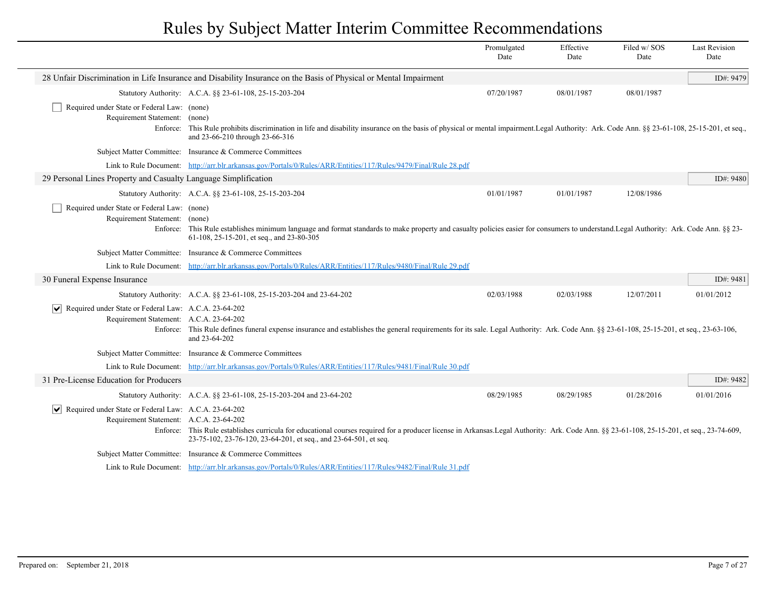# Rules by Subject Matter Interim Committee Recommendations

| | Promulgated Date | Effective Date | Filed w/ SOS Date | Last Revision Date |
|---|---|---|---|---|

## 28 Unfair Discrimination in Life Insurance and Disability Insurance on the Basis of Physical or Mental Impairment

**ID#: 9479**

| | Promulgated Date | Effective Date | Filed w/ SOS Date | Last Revision Date |
|---|---|---|---|---|
| Statutory Authority: A.C.A. §§ 23-61-108, 25-15-203-204 | 07/20/1987 | 08/01/1987 | 08/01/1987 | |

☐ Required under State or Federal Law: (none)

Requirement Statement: (none)

Enforce: This Rule prohibits discrimination in life and disability insurance on the basis of physical or mental impairment.Legal Authority: Ark. Code Ann. §§ 23-61-108, 25-15-201, et seq., and 23-66-210 through 23-66-316

Subject Matter Committee: Insurance & Commerce Committees

Link to Rule Document: http://arr.blr.arkansas.gov/Portals/0/Rules/ARR/Entities/117/Rules/9479/Final/Rule 28.pdf

## 29 Personal Lines Property and Casualty Language Simplification

**ID#: 9480**

| | Promulgated Date | Effective Date | Filed w/ SOS Date | Last Revision Date |
|---|---|---|---|---|
| Statutory Authority: A.C.A. §§ 23-61-108, 25-15-203-204 | 01/01/1987 | 01/01/1987 | 12/08/1986 | |

☐ Required under State or Federal Law: (none)

Requirement Statement: (none)

Enforce: This Rule establishes minimum language and format standards to make property and casualty policies easier for consumers to understand.Legal Authority: Ark. Code Ann. §§ 23-61-108, 25-15-201, et seq., and 23-80-305

Subject Matter Committee: Insurance & Commerce Committees

Link to Rule Document: http://arr.blr.arkansas.gov/Portals/0/Rules/ARR/Entities/117/Rules/9480/Final/Rule 29.pdf

## 30 Funeral Expense Insurance

**ID#: 9481**

| | Promulgated Date | Effective Date | Filed w/ SOS Date | Last Revision Date |
|---|---|---|---|---|
| Statutory Authority: A.C.A. §§ 23-61-108, 25-15-203-204 and 23-64-202 | 02/03/1988 | 02/03/1988 | 12/07/2011 | 01/01/2012 |

☑ Required under State or Federal Law: A.C.A. 23-64-202

Requirement Statement: A.C.A. 23-64-202

Enforce: This Rule defines funeral expense insurance and establishes the general requirements for its sale. Legal Authority: Ark. Code Ann. §§ 23-61-108, 25-15-201, et seq., 23-63-106, and 23-64-202

Subject Matter Committee: Insurance & Commerce Committees

Link to Rule Document: http://arr.blr.arkansas.gov/Portals/0/Rules/ARR/Entities/117/Rules/9481/Final/Rule 30.pdf

## 31 Pre-License Education for Producers

**ID#: 9482**

| | Promulgated Date | Effective Date | Filed w/ SOS Date | Last Revision Date |
|---|---|---|---|---|
| Statutory Authority: A.C.A. §§ 23-61-108, 25-15-203-204 and 23-64-202 | 08/29/1985 | 08/29/1985 | 01/28/2016 | 01/01/2016 |

☑ Required under State or Federal Law: A.C.A. 23-64-202

Requirement Statement: A.C.A. 23-64-202

Enforce: This Rule establishes curricula for educational courses required for a producer license in Arkansas.Legal Authority: Ark. Code Ann. §§ 23-61-108, 25-15-201, et seq., 23-74-609, 23-75-102, 23-76-120, 23-64-201, et seq., and 23-64-501, et seq.

Subject Matter Committee: Insurance & Commerce Committees

Link to Rule Document: http://arr.blr.arkansas.gov/Portals/0/Rules/ARR/Entities/117/Rules/9482/Final/Rule 31.pdf

Prepared on: September 21, 2018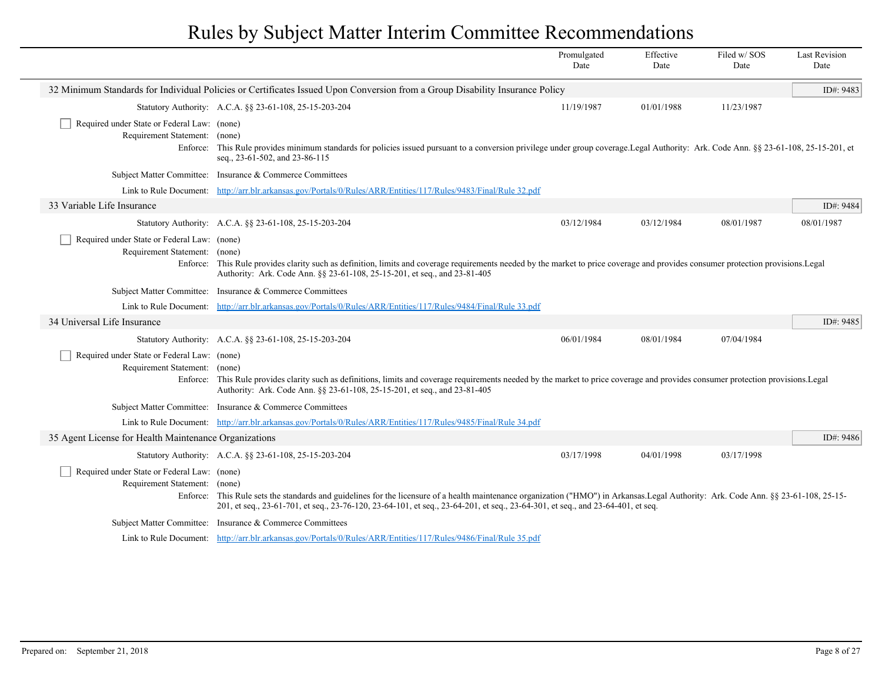# Rules by Subject Matter Interim Committee Recommendations

| | Promulgated Date | Effective Date | Filed w/ SOS Date | Last Revision Date |
|---|---|---|---|---|

## 32 Minimum Standards for Individual Policies or Certificates Issued Upon Conversion from a Group Disability Insurance Policy

ID#: 9483

| | | Promulgated Date | Effective Date | Filed w/ SOS Date | Last Revision Date |
|---|---|---|---|---|---|
| Statutory Authority: | A.C.A. §§ 23-61-108, 25-15-203-204 | 11/19/1987 | 01/01/1988 | 11/23/1987 | |

☐ Required under State or Federal Law: (none)

Requirement Statement: (none)

Enforce: This Rule provides minimum standards for policies issued pursuant to a conversion privilege under group coverage.Legal Authority: Ark. Code Ann. §§ 23-61-108, 25-15-201, et seq., 23-61-502, and 23-86-115

Subject Matter Committee: Insurance & Commerce Committees

Link to Rule Document: http://arr.blr.arkansas.gov/Portals/0/Rules/ARR/Entities/117/Rules/9483/Final/Rule 32.pdf

## 33 Variable Life Insurance

ID#: 9484

| | | Promulgated Date | Effective Date | Filed w/ SOS Date | Last Revision Date |
|---|---|---|---|---|---|
| Statutory Authority: | A.C.A. §§ 23-61-108, 25-15-203-204 | 03/12/1984 | 03/12/1984 | 08/01/1987 | 08/01/1987 |

☐ Required under State or Federal Law: (none)

Requirement Statement: (none)

Enforce: This Rule provides clarity such as definition, limits and coverage requirements needed by the market to price coverage and provides consumer protection provisions.Legal Authority: Ark. Code Ann. §§ 23-61-108, 25-15-201, et seq., and 23-81-405

Subject Matter Committee: Insurance & Commerce Committees

Link to Rule Document: http://arr.blr.arkansas.gov/Portals/0/Rules/ARR/Entities/117/Rules/9484/Final/Rule 33.pdf

## 34 Universal Life Insurance

ID#: 9485

| | | Promulgated Date | Effective Date | Filed w/ SOS Date | Last Revision Date |
|---|---|---|---|---|---|
| Statutory Authority: | A.C.A. §§ 23-61-108, 25-15-203-204 | 06/01/1984 | 08/01/1984 | 07/04/1984 | |

☐ Required under State or Federal Law: (none)

Requirement Statement: (none)

Enforce: This Rule provides clarity such as definitions, limits and coverage requirements needed by the market to price coverage and provides consumer protection provisions.Legal Authority: Ark. Code Ann. §§ 23-61-108, 25-15-201, et seq., and 23-81-405

Subject Matter Committee: Insurance & Commerce Committees

Link to Rule Document: http://arr.blr.arkansas.gov/Portals/0/Rules/ARR/Entities/117/Rules/9485/Final/Rule 34.pdf

## 35 Agent License for Health Maintenance Organizations

ID#: 9486

| | | Promulgated Date | Effective Date | Filed w/ SOS Date | Last Revision Date |
|---|---|---|---|---|---|
| Statutory Authority: | A.C.A. §§ 23-61-108, 25-15-203-204 | 03/17/1998 | 04/01/1998 | 03/17/1998 | |

☐ Required under State or Federal Law: (none)

Requirement Statement: (none)

Enforce: This Rule sets the standards and guidelines for the licensure of a health maintenance organization ("HMO") in Arkansas.Legal Authority: Ark. Code Ann. §§ 23-61-108, 25-15-201, et seq., 23-61-701, et seq., 23-76-120, 23-64-101, et seq., 23-64-201, et seq., 23-64-301, et seq., and 23-64-401, et seq.

Subject Matter Committee: Insurance & Commerce Committees

Link to Rule Document: http://arr.blr.arkansas.gov/Portals/0/Rules/ARR/Entities/117/Rules/9486/Final/Rule 35.pdf

Prepared on: September 21, 2018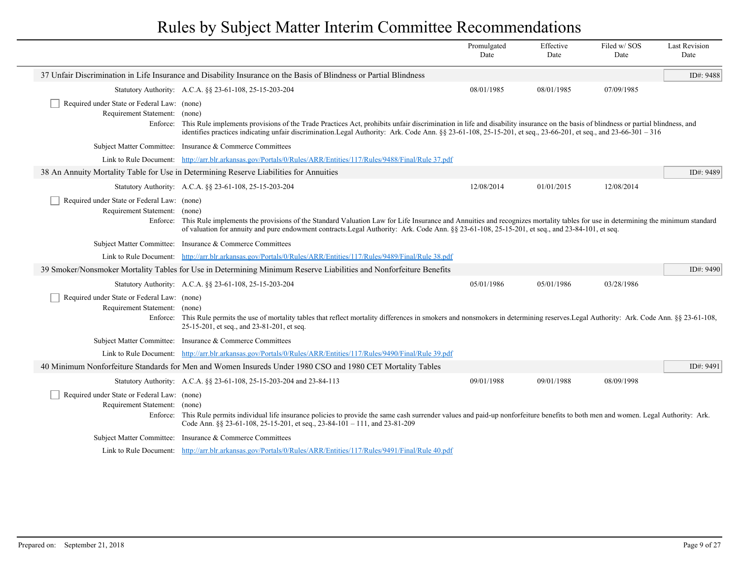# Rules by Subject Matter Interim Committee Recommendations

| | Promulgated Date | Effective Date | Filed w/ SOS Date | Last Revision Date |
|---|---|---|---|---|

## 37 Unfair Discrimination in Life Insurance and Disability Insurance on the Basis of Blindness or Partial Blindness

ID#: 9488

Statutory Authority: A.C.A. §§ 23-61-108, 25-15-203-204

| Promulgated Date | Effective Date | Filed w/ SOS Date | Last Revision Date |
|---|---|---|---|
| 08/01/1985 | 08/01/1985 | 07/09/1985 | |

- [ ] Required under State or Federal Law: (none)

Requirement Statement: (none)

Enforce: This Rule implements provisions of the Trade Practices Act, prohibits unfair discrimination in life and disability insurance on the basis of blindness or partial blindness, and identifies practices indicating unfair discrimination.Legal Authority: Ark. Code Ann. §§ 23-61-108, 25-15-201, et seq., 23-66-201, et seq., and 23-66-301 – 316

Subject Matter Committee: Insurance & Commerce Committees

Link to Rule Document: http://arr.blr.arkansas.gov/Portals/0/Rules/ARR/Entities/117/Rules/9488/Final/Rule 37.pdf

## 38 An Annuity Mortality Table for Use in Determining Reserve Liabilities for Annuities

ID#: 9489

Statutory Authority: A.C.A. §§ 23-61-108, 25-15-203-204

| Promulgated Date | Effective Date | Filed w/ SOS Date | Last Revision Date |
|---|---|---|---|
| 12/08/2014 | 01/01/2015 | 12/08/2014 | |

- [ ] Required under State or Federal Law: (none)

Requirement Statement: (none)

Enforce: This Rule implements the provisions of the Standard Valuation Law for Life Insurance and Annuities and recognizes mortality tables for use in determining the minimum standard of valuation for annuity and pure endowment contracts.Legal Authority: Ark. Code Ann. §§ 23-61-108, 25-15-201, et seq., and 23-84-101, et seq.

Subject Matter Committee: Insurance & Commerce Committees

Link to Rule Document: http://arr.blr.arkansas.gov/Portals/0/Rules/ARR/Entities/117/Rules/9489/Final/Rule 38.pdf

## 39 Smoker/Nonsmoker Mortality Tables for Use in Determining Minimum Reserve Liabilities and Nonforfeiture Benefits

ID#: 9490

Statutory Authority: A.C.A. §§ 23-61-108, 25-15-203-204

| Promulgated Date | Effective Date | Filed w/ SOS Date | Last Revision Date |
|---|---|---|---|
| 05/01/1986 | 05/01/1986 | 03/28/1986 | |

- [ ] Required under State or Federal Law: (none)

Requirement Statement: (none)

Enforce: This Rule permits the use of mortality tables that reflect mortality differences in smokers and nonsmokers in determining reserves.Legal Authority: Ark. Code Ann. §§ 23-61-108, 25-15-201, et seq., and 23-81-201, et seq.

Subject Matter Committee: Insurance & Commerce Committees

Link to Rule Document: http://arr.blr.arkansas.gov/Portals/0/Rules/ARR/Entities/117/Rules/9490/Final/Rule 39.pdf

## 40 Minimum Nonforfeiture Standards for Men and Women Insureds Under 1980 CSO and 1980 CET Mortality Tables

ID#: 9491

Statutory Authority: A.C.A. §§ 23-61-108, 25-15-203-204 and 23-84-113

| Promulgated Date | Effective Date | Filed w/ SOS Date | Last Revision Date |
|---|---|---|---|
| 09/01/1988 | 09/01/1988 | 08/09/1998 | |

- [ ] Required under State or Federal Law: (none)

Requirement Statement: (none)

Enforce: This Rule permits individual life insurance policies to provide the same cash surrender values and paid-up nonforfeiture benefits to both men and women. Legal Authority: Ark. Code Ann. §§ 23-61-108, 25-15-201, et seq., 23-84-101 – 111, and 23-81-209

Subject Matter Committee: Insurance & Commerce Committees

Link to Rule Document: http://arr.blr.arkansas.gov/Portals/0/Rules/ARR/Entities/117/Rules/9491/Final/Rule 40.pdf

Prepared on: September 21, 2018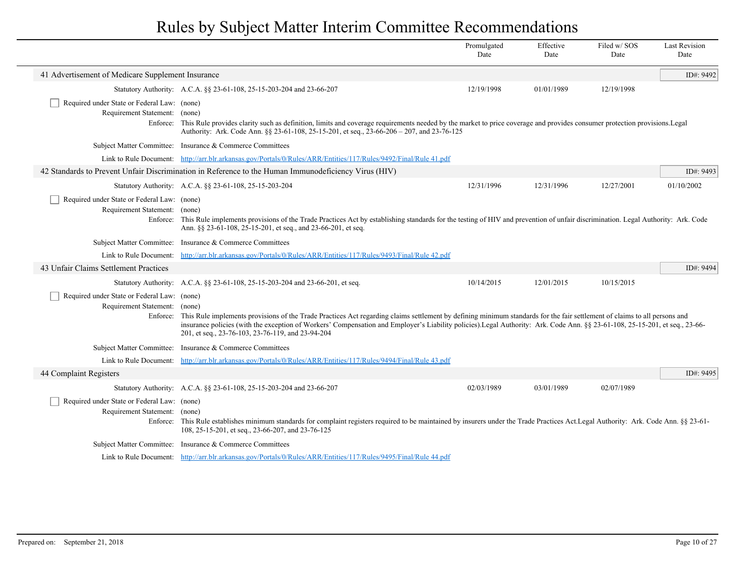# Rules by Subject Matter Interim Committee Recommendations

| | Promulgated Date | Effective Date | Filed w/ SOS Date | Last Revision Date |
|---|---|---|---|---|

## 41 Advertisement of Medicare Supplement Insurance

ID#: 9492

| | Promulgated Date | Effective Date | Filed w/ SOS Date | Last Revision Date |
|---|---|---|---|---|
| Statutory Authority: A.C.A. §§ 23-61-108, 25-15-203-204 and 23-66-207 | 12/19/1998 | 01/01/1989 | 12/19/1998 | |

- [ ] Required under State or Federal Law: (none)

Requirement Statement: (none)

Enforce: This Rule provides clarity such as definition, limits and coverage requirements needed by the market to price coverage and provides consumer protection provisions.Legal Authority: Ark. Code Ann. §§ 23-61-108, 25-15-201, et seq., 23-66-206 – 207, and 23-76-125

Subject Matter Committee: Insurance & Commerce Committees

Link to Rule Document: http://arr.blr.arkansas.gov/Portals/0/Rules/ARR/Entities/117/Rules/9492/Final/Rule 41.pdf

## 42 Standards to Prevent Unfair Discrimination in Reference to the Human Immunodeficiency Virus (HIV)

ID#: 9493

| | Promulgated Date | Effective Date | Filed w/ SOS Date | Last Revision Date |
|---|---|---|---|---|
| Statutory Authority: A.C.A. §§ 23-61-108, 25-15-203-204 | 12/31/1996 | 12/31/1996 | 12/27/2001 | 01/10/2002 |

- [ ] Required under State or Federal Law: (none)

Requirement Statement: (none)

Enforce: This Rule implements provisions of the Trade Practices Act by establishing standards for the testing of HIV and prevention of unfair discrimination. Legal Authority: Ark. Code Ann. §§ 23-61-108, 25-15-201, et seq., and 23-66-201, et seq.

Subject Matter Committee: Insurance & Commerce Committees

Link to Rule Document: http://arr.blr.arkansas.gov/Portals/0/Rules/ARR/Entities/117/Rules/9493/Final/Rule 42.pdf

## 43 Unfair Claims Settlement Practices

ID#: 9494

| | Promulgated Date | Effective Date | Filed w/ SOS Date | Last Revision Date |
|---|---|---|---|---|
| Statutory Authority: A.C.A. §§ 23-61-108, 25-15-203-204 and 23-66-201, et seq. | 10/14/2015 | 12/01/2015 | 10/15/2015 | |

- [ ] Required under State or Federal Law: (none)

Requirement Statement: (none)

Enforce: This Rule implements provisions of the Trade Practices Act regarding claims settlement by defining minimum standards for the fair settlement of claims to all persons and insurance policies (with the exception of Workers' Compensation and Employer's Liability policies).Legal Authority: Ark. Code Ann. §§ 23-61-108, 25-15-201, et seq., 23-66-201, et seq., 23-76-103, 23-76-119, and 23-94-204

Subject Matter Committee: Insurance & Commerce Committees

Link to Rule Document: http://arr.blr.arkansas.gov/Portals/0/Rules/ARR/Entities/117/Rules/9494/Final/Rule 43.pdf

## 44 Complaint Registers

ID#: 9495

| | Promulgated Date | Effective Date | Filed w/ SOS Date | Last Revision Date |
|---|---|---|---|---|
| Statutory Authority: A.C.A. §§ 23-61-108, 25-15-203-204 and 23-66-207 | 02/03/1989 | 03/01/1989 | 02/07/1989 | |

- [ ] Required under State or Federal Law: (none)

Requirement Statement: (none)

Enforce: This Rule establishes minimum standards for complaint registers required to be maintained by insurers under the Trade Practices Act.Legal Authority: Ark. Code Ann. §§ 23-61-108, 25-15-201, et seq., 23-66-207, and 23-76-125

Subject Matter Committee: Insurance & Commerce Committees

Link to Rule Document: http://arr.blr.arkansas.gov/Portals/0/Rules/ARR/Entities/117/Rules/9495/Final/Rule 44.pdf

Prepared on: September 21, 2018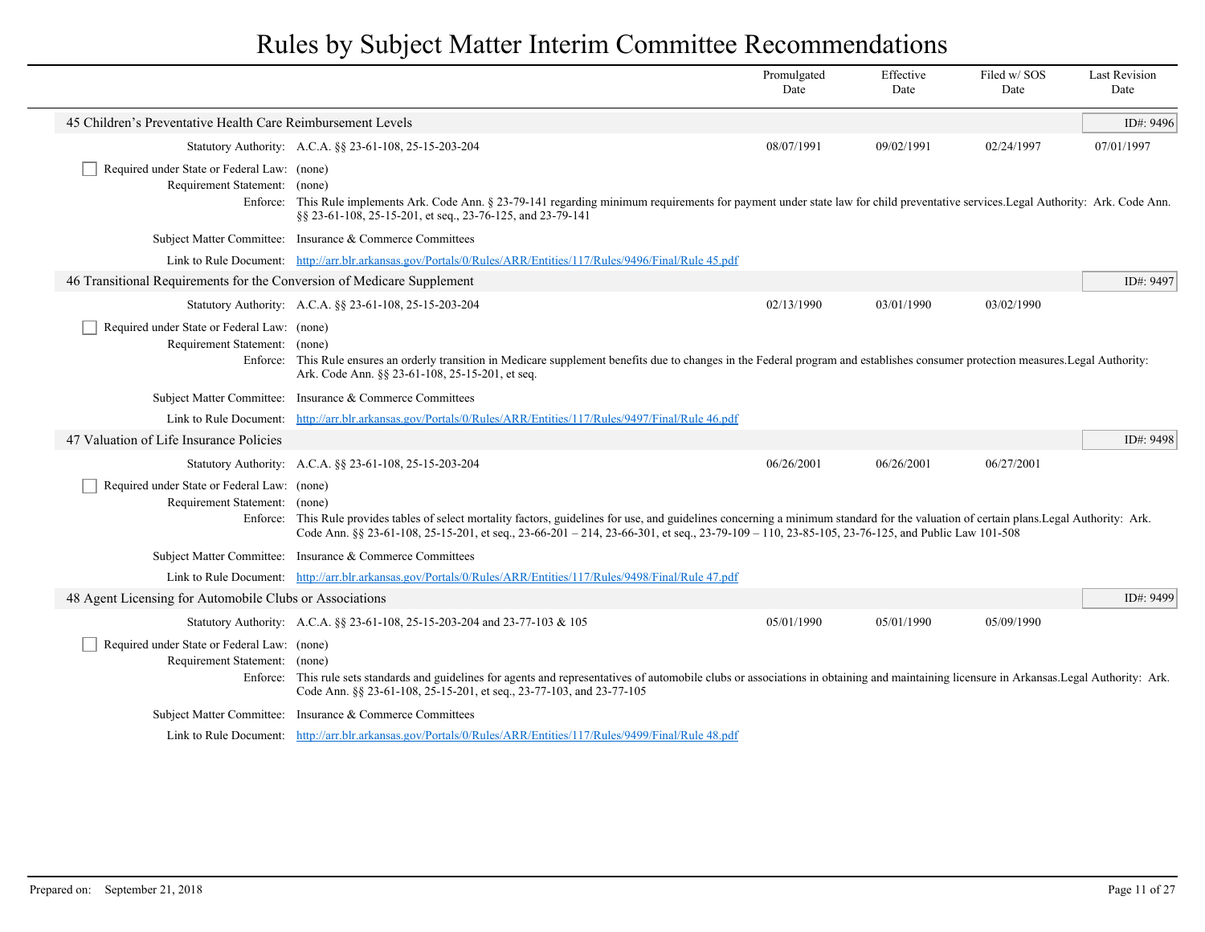# Rules by Subject Matter Interim Committee Recommendations

| | Promulgated Date | Effective Date | Filed w/ SOS Date | Last Revision Date |
|---|---|---|---|---|

## 45 Children's Preventative Health Care Reimbursement Levels

ID#: 9496

| | Promulgated Date | Effective Date | Filed w/ SOS Date | Last Revision Date |
|---|---|---|---|---|
| Statutory Authority: A.C.A. §§ 23-61-108, 25-15-203-204 | 08/07/1991 | 09/02/1991 | 02/24/1997 | 07/01/1997 |

☐ Required under State or Federal Law: (none)

Requirement Statement: (none)

Enforce: This Rule implements Ark. Code Ann. § 23-79-141 regarding minimum requirements for payment under state law for child preventative services.Legal Authority: Ark. Code Ann. §§ 23-61-108, 25-15-201, et seq., 23-76-125, and 23-79-141

Subject Matter Committee: Insurance & Commerce Committees

Link to Rule Document: http://arr.blr.arkansas.gov/Portals/0/Rules/ARR/Entities/117/Rules/9496/Final/Rule 45.pdf

## 46 Transitional Requirements for the Conversion of Medicare Supplement

ID#: 9497

| | Promulgated Date | Effective Date | Filed w/ SOS Date | Last Revision Date |
|---|---|---|---|---|
| Statutory Authority: A.C.A. §§ 23-61-108, 25-15-203-204 | 02/13/1990 | 03/01/1990 | 03/02/1990 | |

☐ Required under State or Federal Law: (none)

Requirement Statement: (none)

Enforce: This Rule ensures an orderly transition in Medicare supplement benefits due to changes in the Federal program and establishes consumer protection measures.Legal Authority: Ark. Code Ann. §§ 23-61-108, 25-15-201, et seq.

Subject Matter Committee: Insurance & Commerce Committees

Link to Rule Document: http://arr.blr.arkansas.gov/Portals/0/Rules/ARR/Entities/117/Rules/9497/Final/Rule 46.pdf

## 47 Valuation of Life Insurance Policies

ID#: 9498

| | Promulgated Date | Effective Date | Filed w/ SOS Date | Last Revision Date |
|---|---|---|---|---|
| Statutory Authority: A.C.A. §§ 23-61-108, 25-15-203-204 | 06/26/2001 | 06/26/2001 | 06/27/2001 | |

☐ Required under State or Federal Law: (none)

Requirement Statement: (none)

Enforce: This Rule provides tables of select mortality factors, guidelines for use, and guidelines concerning a minimum standard for the valuation of certain plans.Legal Authority: Ark. Code Ann. §§ 23-61-108, 25-15-201, et seq., 23-66-201 – 214, 23-66-301, et seq., 23-79-109 – 110, 23-85-105, 23-76-125, and Public Law 101-508

Subject Matter Committee: Insurance & Commerce Committees

Link to Rule Document: http://arr.blr.arkansas.gov/Portals/0/Rules/ARR/Entities/117/Rules/9498/Final/Rule 47.pdf

## 48 Agent Licensing for Automobile Clubs or Associations

ID#: 9499

| | Promulgated Date | Effective Date | Filed w/ SOS Date | Last Revision Date |
|---|---|---|---|---|
| Statutory Authority: A.C.A. §§ 23-61-108, 25-15-203-204 and 23-77-103 & 105 | 05/01/1990 | 05/01/1990 | 05/09/1990 | |

☐ Required under State or Federal Law: (none)

Requirement Statement: (none)

Enforce: This rule sets standards and guidelines for agents and representatives of automobile clubs or associations in obtaining and maintaining licensure in Arkansas.Legal Authority: Ark. Code Ann. §§ 23-61-108, 25-15-201, et seq., 23-77-103, and 23-77-105

Subject Matter Committee: Insurance & Commerce Committees

Link to Rule Document: http://arr.blr.arkansas.gov/Portals/0/Rules/ARR/Entities/117/Rules/9499/Final/Rule 48.pdf

Prepared on: September 21, 2018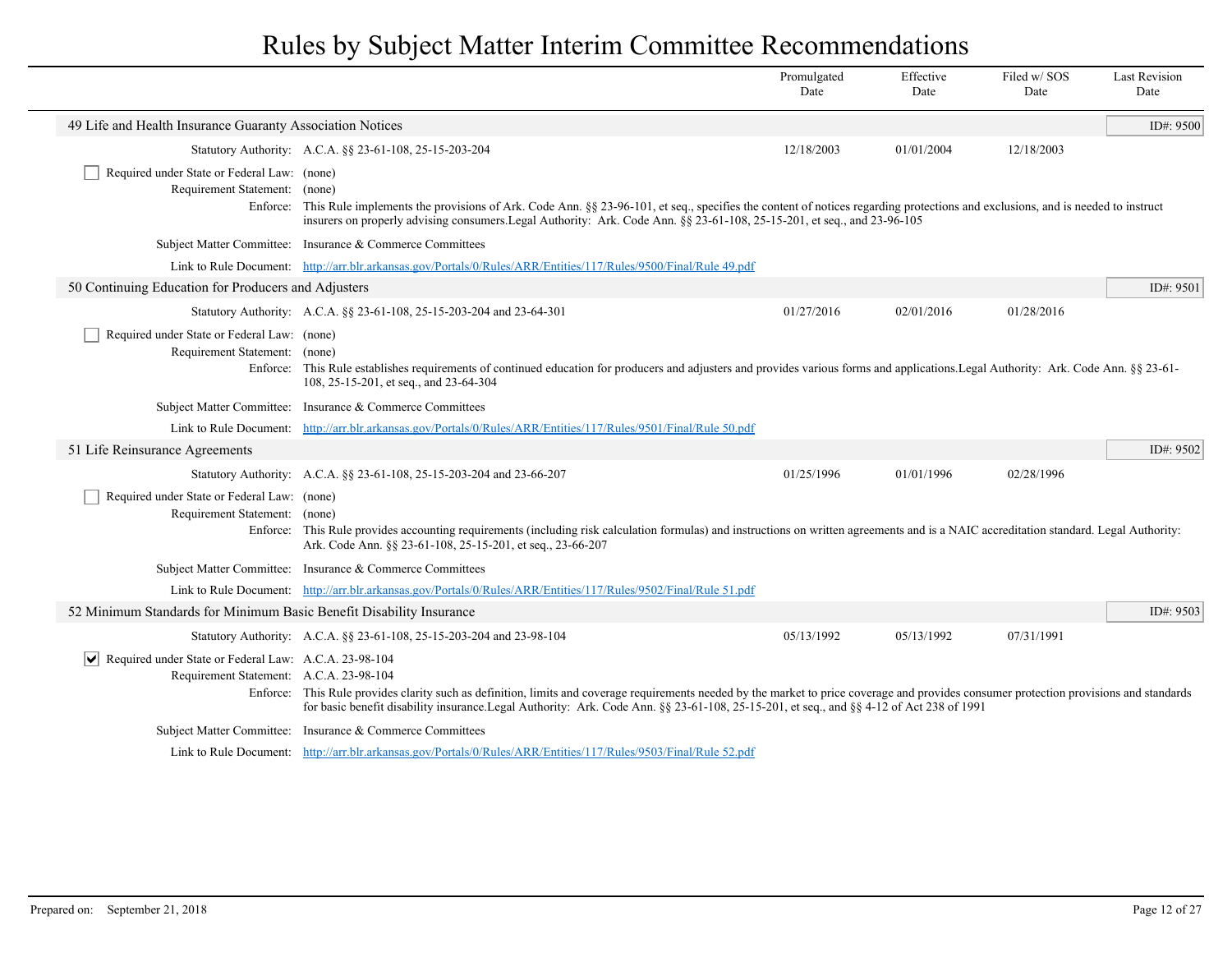# Rules by Subject Matter Interim Committee Recommendations

| | Promulgated Date | Effective Date | Filed w/ SOS Date | Last Revision Date |
|---|---|---|---|---|

## 49 Life and Health Insurance Guaranty Association Notices

ID#: 9500

| | Promulgated Date | Effective Date | Filed w/ SOS Date | Last Revision Date |
|---|---|---|---|---|
| Statutory Authority: A.C.A. §§ 23-61-108, 25-15-203-204 | 12/18/2003 | 01/01/2004 | 12/18/2003 | |

☐ Required under State or Federal Law: (none)

Requirement Statement: (none)

Enforce: This Rule implements the provisions of Ark. Code Ann. §§ 23-96-101, et seq., specifies the content of notices regarding protections and exclusions, and is needed to instruct insurers on properly advising consumers.Legal Authority: Ark. Code Ann. §§ 23-61-108, 25-15-201, et seq., and 23-96-105

Subject Matter Committee: Insurance & Commerce Committees

Link to Rule Document: [http://arr.blr.arkansas.gov/Portals/0/Rules/ARR/Entities/117/Rules/9500/Final/Rule 49.pdf](http://arr.blr.arkansas.gov/Portals/0/Rules/ARR/Entities/117/Rules/9500/Final/Rule 49.pdf)

## 50 Continuing Education for Producers and Adjusters

ID#: 9501

| | Promulgated Date | Effective Date | Filed w/ SOS Date | Last Revision Date |
|---|---|---|---|---|
| Statutory Authority: A.C.A. §§ 23-61-108, 25-15-203-204 and 23-64-301 | 01/27/2016 | 02/01/2016 | 01/28/2016 | |

☐ Required under State or Federal Law: (none)

Requirement Statement: (none)

Enforce: This Rule establishes requirements of continued education for producers and adjusters and provides various forms and applications.Legal Authority: Ark. Code Ann. §§ 23-61-108, 25-15-201, et seq., and 23-64-304

Subject Matter Committee: Insurance & Commerce Committees

Link to Rule Document: [http://arr.blr.arkansas.gov/Portals/0/Rules/ARR/Entities/117/Rules/9501/Final/Rule 50.pdf](http://arr.blr.arkansas.gov/Portals/0/Rules/ARR/Entities/117/Rules/9501/Final/Rule 50.pdf)

## 51 Life Reinsurance Agreements

ID#: 9502

| | Promulgated Date | Effective Date | Filed w/ SOS Date | Last Revision Date |
|---|---|---|---|---|
| Statutory Authority: A.C.A. §§ 23-61-108, 25-15-203-204 and 23-66-207 | 01/25/1996 | 01/01/1996 | 02/28/1996 | |

☐ Required under State or Federal Law: (none)

Requirement Statement: (none)

Enforce: This Rule provides accounting requirements (including risk calculation formulas) and instructions on written agreements and is a NAIC accreditation standard. Legal Authority: Ark. Code Ann. §§ 23-61-108, 25-15-201, et seq., 23-66-207

Subject Matter Committee: Insurance & Commerce Committees

Link to Rule Document: [http://arr.blr.arkansas.gov/Portals/0/Rules/ARR/Entities/117/Rules/9502/Final/Rule 51.pdf](http://arr.blr.arkansas.gov/Portals/0/Rules/ARR/Entities/117/Rules/9502/Final/Rule 51.pdf)

## 52 Minimum Standards for Minimum Basic Benefit Disability Insurance

ID#: 9503

| | Promulgated Date | Effective Date | Filed w/ SOS Date | Last Revision Date |
|---|---|---|---|---|
| Statutory Authority: A.C.A. §§ 23-61-108, 25-15-203-204 and 23-98-104 | 05/13/1992 | 05/13/1992 | 07/31/1991 | |

☑ Required under State or Federal Law: A.C.A. 23-98-104

Requirement Statement: A.C.A. 23-98-104

Enforce: This Rule provides clarity such as definition, limits and coverage requirements needed by the market to price coverage and provides consumer protection provisions and standards for basic benefit disability insurance.Legal Authority: Ark. Code Ann. §§ 23-61-108, 25-15-201, et seq., and §§ 4-12 of Act 238 of 1991

Subject Matter Committee: Insurance & Commerce Committees

Link to Rule Document: [http://arr.blr.arkansas.gov/Portals/0/Rules/ARR/Entities/117/Rules/9503/Final/Rule 52.pdf](http://arr.blr.arkansas.gov/Portals/0/Rules/ARR/Entities/117/Rules/9503/Final/Rule 52.pdf)

Prepared on: September 21, 2018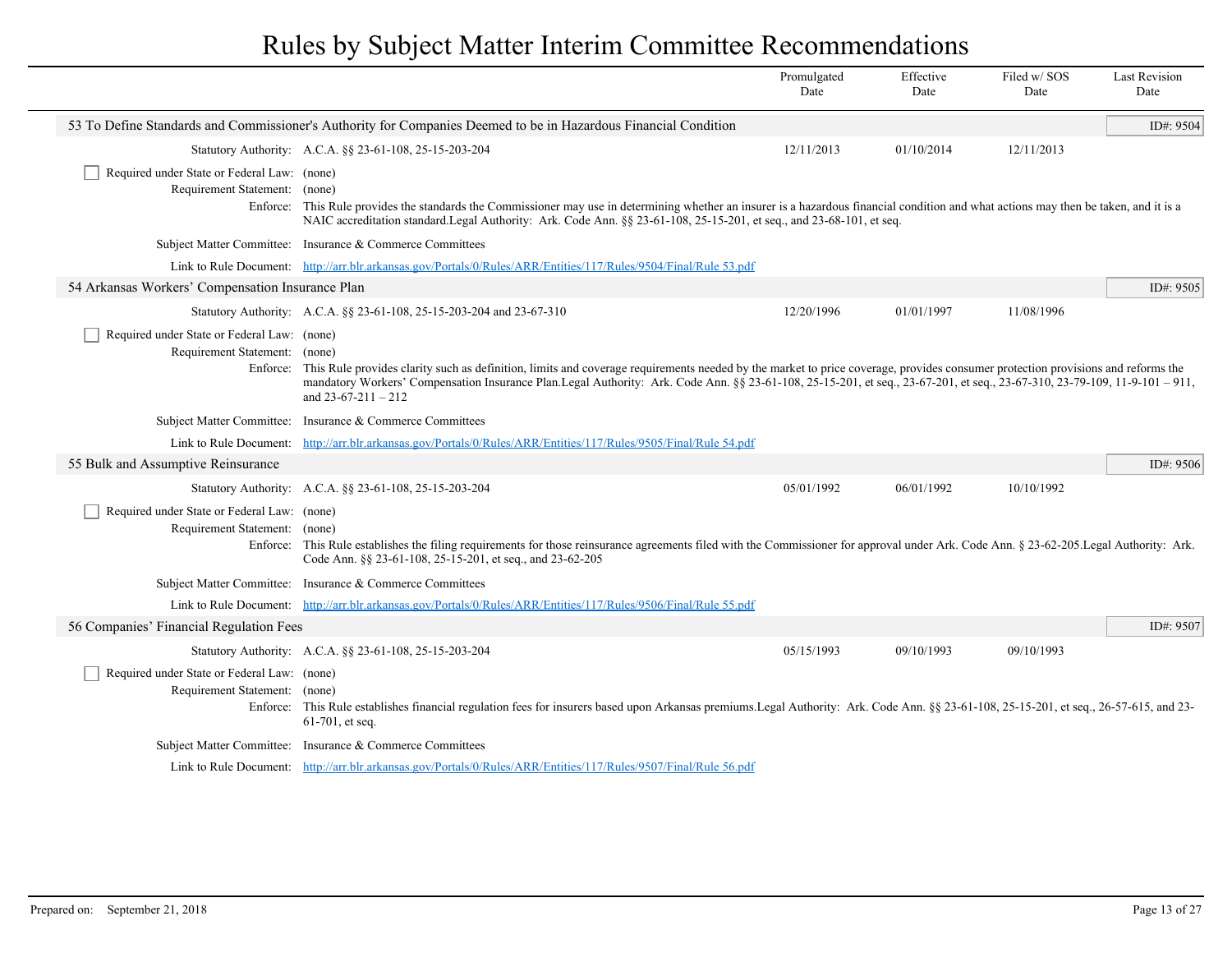# Rules by Subject Matter Interim Committee Recommendations

| | Promulgated Date | Effective Date | Filed w/ SOS Date | Last Revision Date |
|---|---|---|---|---|

## 53 To Define Standards and Commissioner's Authority for Companies Deemed to be in Hazardous Financial Condition

ID#: 9504

| | Promulgated Date | Effective Date | Filed w/ SOS Date | Last Revision Date |
|---|---|---|---|---|
| Statutory Authority: A.C.A. §§ 23-61-108, 25-15-203-204 | 12/11/2013 | 01/10/2014 | 12/11/2013 | |

☐ Required under State or Federal Law: (none)

Requirement Statement: (none)

Enforce: This Rule provides the standards the Commissioner may use in determining whether an insurer is a hazardous financial condition and what actions may then be taken, and it is a NAIC accreditation standard.Legal Authority: Ark. Code Ann. §§ 23-61-108, 25-15-201, et seq., and 23-68-101, et seq.

Subject Matter Committee: Insurance & Commerce Committees

Link to Rule Document: http://arr.blr.arkansas.gov/Portals/0/Rules/ARR/Entities/117/Rules/9504/Final/Rule 53.pdf

## 54 Arkansas Workers' Compensation Insurance Plan

ID#: 9505

| | Promulgated Date | Effective Date | Filed w/ SOS Date | Last Revision Date |
|---|---|---|---|---|
| Statutory Authority: A.C.A. §§ 23-61-108, 25-15-203-204 and 23-67-310 | 12/20/1996 | 01/01/1997 | 11/08/1996 | |

☐ Required under State or Federal Law: (none)

Requirement Statement: (none)

Enforce: This Rule provides clarity such as definition, limits and coverage requirements needed by the market to price coverage, provides consumer protection provisions and reforms the mandatory Workers' Compensation Insurance Plan.Legal Authority: Ark. Code Ann. §§ 23-61-108, 25-15-201, et seq., 23-67-201, et seq., 23-67-310, 23-79-109, 11-9-101 – 911, and 23-67-211 – 212

Subject Matter Committee: Insurance & Commerce Committees

Link to Rule Document: http://arr.blr.arkansas.gov/Portals/0/Rules/ARR/Entities/117/Rules/9505/Final/Rule 54.pdf

## 55 Bulk and Assumptive Reinsurance

ID#: 9506

| | Promulgated Date | Effective Date | Filed w/ SOS Date | Last Revision Date |
|---|---|---|---|---|
| Statutory Authority: A.C.A. §§ 23-61-108, 25-15-203-204 | 05/01/1992 | 06/01/1992 | 10/10/1992 | |

☐ Required under State or Federal Law: (none)

Requirement Statement: (none)

Enforce: This Rule establishes the filing requirements for those reinsurance agreements filed with the Commissioner for approval under Ark. Code Ann. § 23-62-205.Legal Authority: Ark. Code Ann. §§ 23-61-108, 25-15-201, et seq., and 23-62-205

Subject Matter Committee: Insurance & Commerce Committees

Link to Rule Document: http://arr.blr.arkansas.gov/Portals/0/Rules/ARR/Entities/117/Rules/9506/Final/Rule 55.pdf

## 56 Companies' Financial Regulation Fees

ID#: 9507

| | Promulgated Date | Effective Date | Filed w/ SOS Date | Last Revision Date |
|---|---|---|---|---|
| Statutory Authority: A.C.A. §§ 23-61-108, 25-15-203-204 | 05/15/1993 | 09/10/1993 | 09/10/1993 | |

☐ Required under State or Federal Law: (none)

Requirement Statement: (none)

Enforce: This Rule establishes financial regulation fees for insurers based upon Arkansas premiums.Legal Authority: Ark. Code Ann. §§ 23-61-108, 25-15-201, et seq., 26-57-615, and 23-61-701, et seq.

Subject Matter Committee: Insurance & Commerce Committees

Link to Rule Document: http://arr.blr.arkansas.gov/Portals/0/Rules/ARR/Entities/117/Rules/9507/Final/Rule 56.pdf

Prepared on: September 21, 2018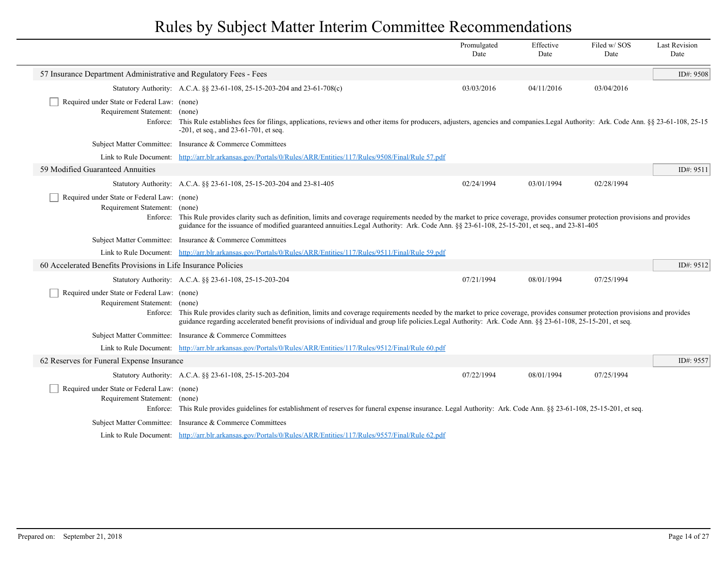# Rules by Subject Matter Interim Committee Recommendations

| | Promulgated Date | Effective Date | Filed w/ SOS Date | Last Revision Date |
|---|---|---|---|---|

## 57 Insurance Department Administrative and Regulatory Fees - Fees

ID#: 9508

| | Promulgated Date | Effective Date | Filed w/ SOS Date | Last Revision Date |
|---|---|---|---|---|
| Statutory Authority: A.C.A. §§ 23-61-108, 25-15-203-204 and 23-61-708(c) | 03/03/2016 | 04/11/2016 | 03/04/2016 | |

- [ ] Required under State or Federal Law: (none)

Requirement Statement: (none)

Enforce: This Rule establishes fees for filings, applications, reviews and other items for producers, adjusters, agencies and companies.Legal Authority: Ark. Code Ann. §§ 23-61-108, 25-15-201, et seq., and 23-61-701, et seq.

Subject Matter Committee: Insurance & Commerce Committees

Link to Rule Document: http://arr.blr.arkansas.gov/Portals/0/Rules/ARR/Entities/117/Rules/9508/Final/Rule 57.pdf

## 59 Modified Guaranteed Annuities

ID#: 9511

| | Promulgated Date | Effective Date | Filed w/ SOS Date | Last Revision Date |
|---|---|---|---|---|
| Statutory Authority: A.C.A. §§ 23-61-108, 25-15-203-204 and 23-81-405 | 02/24/1994 | 03/01/1994 | 02/28/1994 | |

- [ ] Required under State or Federal Law: (none)

Requirement Statement: (none)

Enforce: This Rule provides clarity such as definition, limits and coverage requirements needed by the market to price coverage, provides consumer protection provisions and provides guidance for the issuance of modified guaranteed annuities.Legal Authority: Ark. Code Ann. §§ 23-61-108, 25-15-201, et seq., and 23-81-405

Subject Matter Committee: Insurance & Commerce Committees

Link to Rule Document: http://arr.blr.arkansas.gov/Portals/0/Rules/ARR/Entities/117/Rules/9511/Final/Rule 59.pdf

## 60 Accelerated Benefits Provisions in Life Insurance Policies

ID#: 9512

| | Promulgated Date | Effective Date | Filed w/ SOS Date | Last Revision Date |
|---|---|---|---|---|
| Statutory Authority: A.C.A. §§ 23-61-108, 25-15-203-204 | 07/21/1994 | 08/01/1994 | 07/25/1994 | |

- [ ] Required under State or Federal Law: (none)

Requirement Statement: (none)

Enforce: This Rule provides clarity such as definition, limits and coverage requirements needed by the market to price coverage, provides consumer protection provisions and provides guidance regarding accelerated benefit provisions of individual and group life policies.Legal Authority: Ark. Code Ann. §§ 23-61-108, 25-15-201, et seq.

Subject Matter Committee: Insurance & Commerce Committees

Link to Rule Document: http://arr.blr.arkansas.gov/Portals/0/Rules/ARR/Entities/117/Rules/9512/Final/Rule 60.pdf

## 62 Reserves for Funeral Expense Insurance

ID#: 9557

| | Promulgated Date | Effective Date | Filed w/ SOS Date | Last Revision Date |
|---|---|---|---|---|
| Statutory Authority: A.C.A. §§ 23-61-108, 25-15-203-204 | 07/22/1994 | 08/01/1994 | 07/25/1994 | |

- [ ] Required under State or Federal Law: (none)

Requirement Statement: (none)

Enforce: This Rule provides guidelines for establishment of reserves for funeral expense insurance. Legal Authority: Ark. Code Ann. §§ 23-61-108, 25-15-201, et seq.

Subject Matter Committee: Insurance & Commerce Committees

Link to Rule Document: http://arr.blr.arkansas.gov/Portals/0/Rules/ARR/Entities/117/Rules/9557/Final/Rule 62.pdf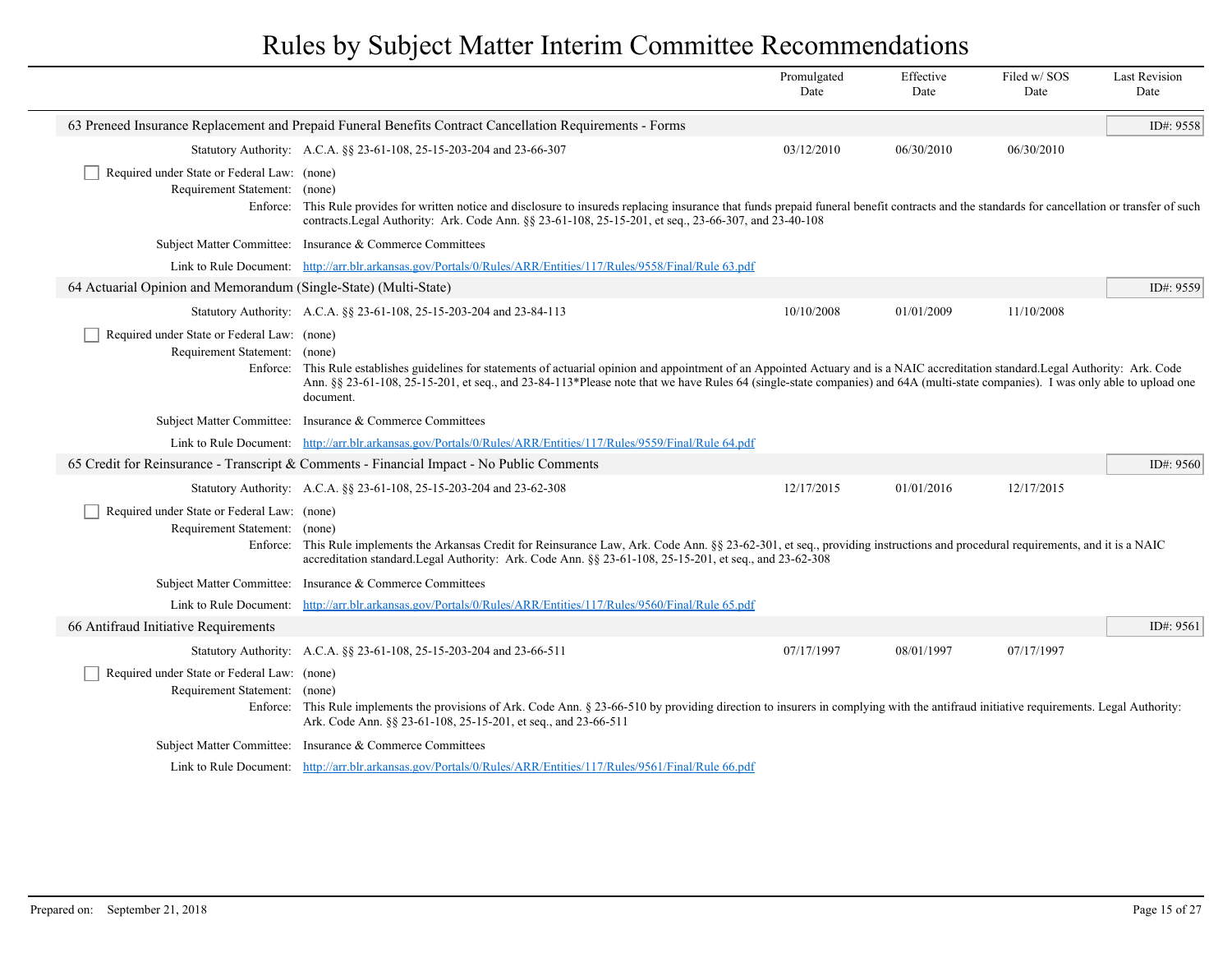# Rules by Subject Matter Interim Committee Recommendations

| | Promulgated Date | Effective Date | Filed w/ SOS Date | Last Revision Date |
|---|---|---|---|---|

## 63 Preneed Insurance Replacement and Prepaid Funeral Benefits Contract Cancellation Requirements - Forms

ID#: 9558

| | Promulgated Date | Effective Date | Filed w/ SOS Date | Last Revision Date |
|---|---|---|---|---|
| Statutory Authority: A.C.A. §§ 23-61-108, 25-15-203-204 and 23-66-307 | 03/12/2010 | 06/30/2010 | 06/30/2010 | |

- [ ] Required under State or Federal Law: (none)

Requirement Statement: (none)

Enforce: This Rule provides for written notice and disclosure to insureds replacing insurance that funds prepaid funeral benefit contracts and the standards for cancellation or transfer of such contracts.Legal Authority: Ark. Code Ann. §§ 23-61-108, 25-15-201, et seq., 23-66-307, and 23-40-108

Subject Matter Committee: Insurance & Commerce Committees

Link to Rule Document: http://arr.blr.arkansas.gov/Portals/0/Rules/ARR/Entities/117/Rules/9558/Final/Rule 63.pdf

## 64 Actuarial Opinion and Memorandum (Single-State) (Multi-State)

ID#: 9559

| | Promulgated Date | Effective Date | Filed w/ SOS Date | Last Revision Date |
|---|---|---|---|---|
| Statutory Authority: A.C.A. §§ 23-61-108, 25-15-203-204 and 23-84-113 | 10/10/2008 | 01/01/2009 | 11/10/2008 | |

- [ ] Required under State or Federal Law: (none)

Requirement Statement: (none)

Enforce: This Rule establishes guidelines for statements of actuarial opinion and appointment of an Appointed Actuary and is a NAIC accreditation standard.Legal Authority: Ark. Code Ann. §§ 23-61-108, 25-15-201, et seq., and 23-84-113*Please note that we have Rules 64 (single-state companies) and 64A (multi-state companies). I was only able to upload one document.

Subject Matter Committee: Insurance & Commerce Committees

Link to Rule Document: http://arr.blr.arkansas.gov/Portals/0/Rules/ARR/Entities/117/Rules/9559/Final/Rule 64.pdf

## 65 Credit for Reinsurance - Transcript & Comments - Financial Impact - No Public Comments

ID#: 9560

| | Promulgated Date | Effective Date | Filed w/ SOS Date | Last Revision Date |
|---|---|---|---|---|
| Statutory Authority: A.C.A. §§ 23-61-108, 25-15-203-204 and 23-62-308 | 12/17/2015 | 01/01/2016 | 12/17/2015 | |

- [ ] Required under State or Federal Law: (none)

Requirement Statement: (none)

Enforce: This Rule implements the Arkansas Credit for Reinsurance Law, Ark. Code Ann. §§ 23-62-301, et seq., providing instructions and procedural requirements, and it is a NAIC accreditation standard.Legal Authority: Ark. Code Ann. §§ 23-61-108, 25-15-201, et seq., and 23-62-308

Subject Matter Committee: Insurance & Commerce Committees

Link to Rule Document: http://arr.blr.arkansas.gov/Portals/0/Rules/ARR/Entities/117/Rules/9560/Final/Rule 65.pdf

## 66 Antifraud Initiative Requirements

ID#: 9561

| | Promulgated Date | Effective Date | Filed w/ SOS Date | Last Revision Date |
|---|---|---|---|---|
| Statutory Authority: A.C.A. §§ 23-61-108, 25-15-203-204 and 23-66-511 | 07/17/1997 | 08/01/1997 | 07/17/1997 | |

- [ ] Required under State or Federal Law: (none)

Requirement Statement: (none)

Enforce: This Rule implements the provisions of Ark. Code Ann. § 23-66-510 by providing direction to insurers in complying with the antifraud initiative requirements. Legal Authority: Ark. Code Ann. §§ 23-61-108, 25-15-201, et seq., and 23-66-511

Subject Matter Committee: Insurance & Commerce Committees

Link to Rule Document: http://arr.blr.arkansas.gov/Portals/0/Rules/ARR/Entities/117/Rules/9561/Final/Rule 66.pdf

Prepared on: September 21, 2018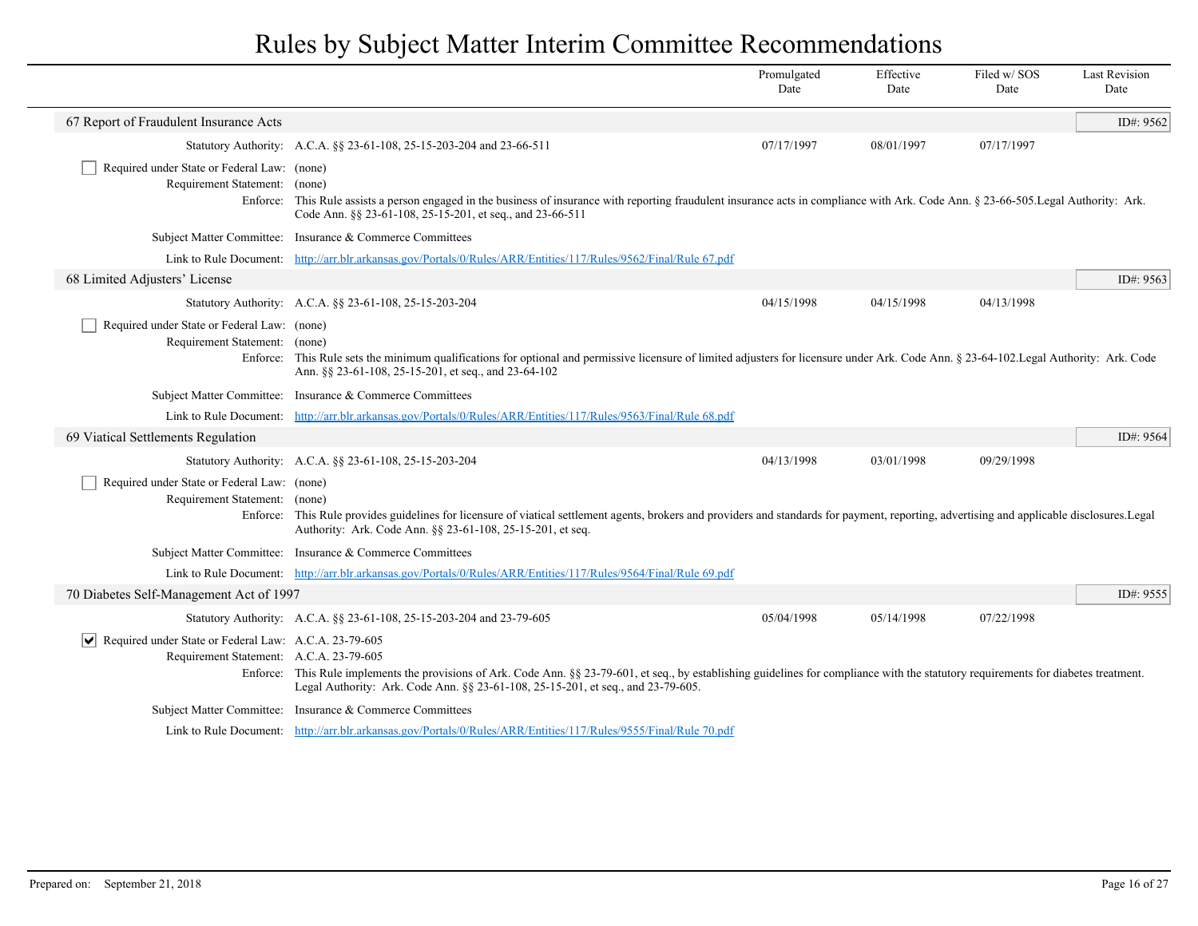# Rules by Subject Matter Interim Committee Recommendations

| | Promulgated Date | Effective Date | Filed w/ SOS Date | Last Revision Date |
|---|---|---|---|---|

## 67 Report of Fraudulent Insurance Acts

ID#: 9562

| | Promulgated Date | Effective Date | Filed w/ SOS Date | Last Revision Date |
|---|---|---|---|---|
| Statutory Authority: A.C.A. §§ 23-61-108, 25-15-203-204 and 23-66-511 | 07/17/1997 | 08/01/1997 | 07/17/1997 | |

- [ ] Required under State or Federal Law: (none)

Requirement Statement: (none)

Enforce: This Rule assists a person engaged in the business of insurance with reporting fraudulent insurance acts in compliance with Ark. Code Ann. § 23-66-505.Legal Authority: Ark. Code Ann. §§ 23-61-108, 25-15-201, et seq., and 23-66-511

Subject Matter Committee: Insurance & Commerce Committees

Link to Rule Document: http://arr.blr.arkansas.gov/Portals/0/Rules/ARR/Entities/117/Rules/9562/Final/Rule 67.pdf

## 68 Limited Adjusters' License

ID#: 9563

| | Promulgated Date | Effective Date | Filed w/ SOS Date | Last Revision Date |
|---|---|---|---|---|
| Statutory Authority: A.C.A. §§ 23-61-108, 25-15-203-204 | 04/15/1998 | 04/15/1998 | 04/13/1998 | |

- [ ] Required under State or Federal Law: (none)

Requirement Statement: (none)

Enforce: This Rule sets the minimum qualifications for optional and permissive licensure of limited adjusters for licensure under Ark. Code Ann. § 23-64-102.Legal Authority: Ark. Code Ann. §§ 23-61-108, 25-15-201, et seq., and 23-64-102

Subject Matter Committee: Insurance & Commerce Committees

Link to Rule Document: http://arr.blr.arkansas.gov/Portals/0/Rules/ARR/Entities/117/Rules/9563/Final/Rule 68.pdf

## 69 Viatical Settlements Regulation

ID#: 9564

| | Promulgated Date | Effective Date | Filed w/ SOS Date | Last Revision Date |
|---|---|---|---|---|
| Statutory Authority: A.C.A. §§ 23-61-108, 25-15-203-204 | 04/13/1998 | 03/01/1998 | 09/29/1998 | |

- [ ] Required under State or Federal Law: (none)

Requirement Statement: (none)

Enforce: This Rule provides guidelines for licensure of viatical settlement agents, brokers and providers and standards for payment, reporting, advertising and applicable disclosures.Legal Authority: Ark. Code Ann. §§ 23-61-108, 25-15-201, et seq.

Subject Matter Committee: Insurance & Commerce Committees

Link to Rule Document: http://arr.blr.arkansas.gov/Portals/0/Rules/ARR/Entities/117/Rules/9564/Final/Rule 69.pdf

## 70 Diabetes Self-Management Act of 1997

ID#: 9555

| | Promulgated Date | Effective Date | Filed w/ SOS Date | Last Revision Date |
|---|---|---|---|---|
| Statutory Authority: A.C.A. §§ 23-61-108, 25-15-203-204 and 23-79-605 | 05/04/1998 | 05/14/1998 | 07/22/1998 | |

- [x] Required under State or Federal Law: A.C.A. 23-79-605

Requirement Statement: A.C.A. 23-79-605

Enforce: This Rule implements the provisions of Ark. Code Ann. §§ 23-79-601, et seq., by establishing guidelines for compliance with the statutory requirements for diabetes treatment. Legal Authority: Ark. Code Ann. §§ 23-61-108, 25-15-201, et seq., and 23-79-605.

Subject Matter Committee: Insurance & Commerce Committees

Link to Rule Document: http://arr.blr.arkansas.gov/Portals/0/Rules/ARR/Entities/117/Rules/9555/Final/Rule 70.pdf

Prepared on: September 21, 2018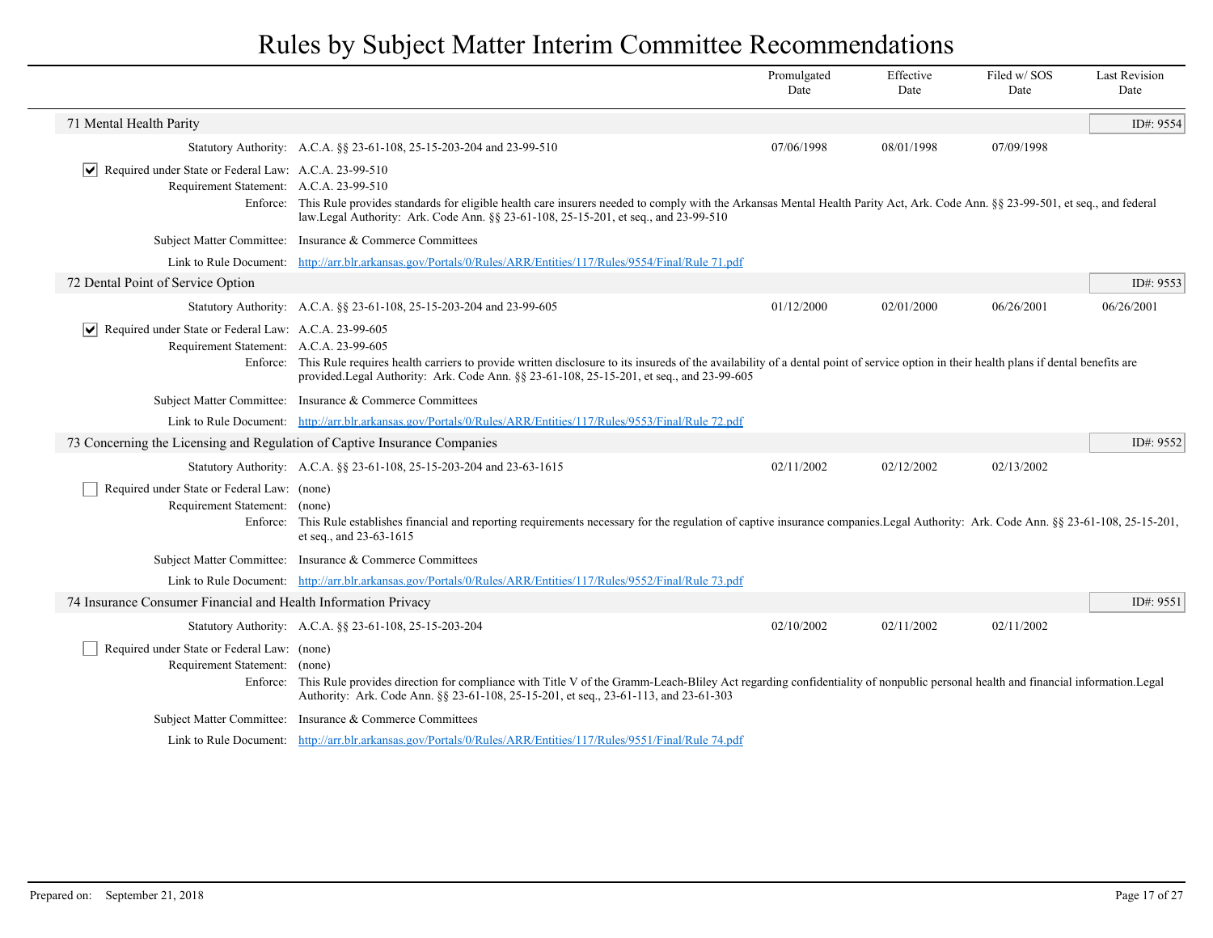# Rules by Subject Matter Interim Committee Recommendations

| | Promulgated Date | Effective Date | Filed w/ SOS Date | Last Revision Date |
|---|---|---|---|---|

## 71 Mental Health Parity

ID#: 9554

| | Promulgated Date | Effective Date | Filed w/ SOS Date | Last Revision Date |
|---|---|---|---|---|
| Statutory Authority: A.C.A. §§ 23-61-108, 25-15-203-204 and 23-99-510 | 07/06/1998 | 08/01/1998 | 07/09/1998 | |

☑ Required under State or Federal Law: A.C.A. 23-99-510

Requirement Statement: A.C.A. 23-99-510

Enforce: This Rule provides standards for eligible health care insurers needed to comply with the Arkansas Mental Health Parity Act, Ark. Code Ann. §§ 23-99-501, et seq., and federal law.Legal Authority: Ark. Code Ann. §§ 23-61-108, 25-15-201, et seq., and 23-99-510

Subject Matter Committee: Insurance & Commerce Committees

Link to Rule Document: http://arr.blr.arkansas.gov/Portals/0/Rules/ARR/Entities/117/Rules/9554/Final/Rule 71.pdf

## 72 Dental Point of Service Option

ID#: 9553

| | Promulgated Date | Effective Date | Filed w/ SOS Date | Last Revision Date |
|---|---|---|---|---|
| Statutory Authority: A.C.A. §§ 23-61-108, 25-15-203-204 and 23-99-605 | 01/12/2000 | 02/01/2000 | 06/26/2001 | 06/26/2001 |

☑ Required under State or Federal Law: A.C.A. 23-99-605

Requirement Statement: A.C.A. 23-99-605

Enforce: This Rule requires health carriers to provide written disclosure to its insureds of the availability of a dental point of service option in their health plans if dental benefits are provided.Legal Authority: Ark. Code Ann. §§ 23-61-108, 25-15-201, et seq., and 23-99-605

Subject Matter Committee: Insurance & Commerce Committees

Link to Rule Document: http://arr.blr.arkansas.gov/Portals/0/Rules/ARR/Entities/117/Rules/9553/Final/Rule 72.pdf

## 73 Concerning the Licensing and Regulation of Captive Insurance Companies

ID#: 9552

| | Promulgated Date | Effective Date | Filed w/ SOS Date | Last Revision Date |
|---|---|---|---|---|
| Statutory Authority: A.C.A. §§ 23-61-108, 25-15-203-204 and 23-63-1615 | 02/11/2002 | 02/12/2002 | 02/13/2002 | |

☐ Required under State or Federal Law: (none)

Requirement Statement: (none)

Enforce: This Rule establishes financial and reporting requirements necessary for the regulation of captive insurance companies.Legal Authority: Ark. Code Ann. §§ 23-61-108, 25-15-201, et seq., and 23-63-1615

Subject Matter Committee: Insurance & Commerce Committees

Link to Rule Document: http://arr.blr.arkansas.gov/Portals/0/Rules/ARR/Entities/117/Rules/9552/Final/Rule 73.pdf

## 74 Insurance Consumer Financial and Health Information Privacy

ID#: 9551

| | Promulgated Date | Effective Date | Filed w/ SOS Date | Last Revision Date |
|---|---|---|---|---|
| Statutory Authority: A.C.A. §§ 23-61-108, 25-15-203-204 | 02/10/2002 | 02/11/2002 | 02/11/2002 | |

☐ Required under State or Federal Law: (none)

Requirement Statement: (none)

Enforce: This Rule provides direction for compliance with Title V of the Gramm-Leach-Bliley Act regarding confidentiality of nonpublic personal health and financial information.Legal Authority: Ark. Code Ann. §§ 23-61-108, 25-15-201, et seq., 23-61-113, and 23-61-303

Subject Matter Committee: Insurance & Commerce Committees

Link to Rule Document: http://arr.blr.arkansas.gov/Portals/0/Rules/ARR/Entities/117/Rules/9551/Final/Rule 74.pdf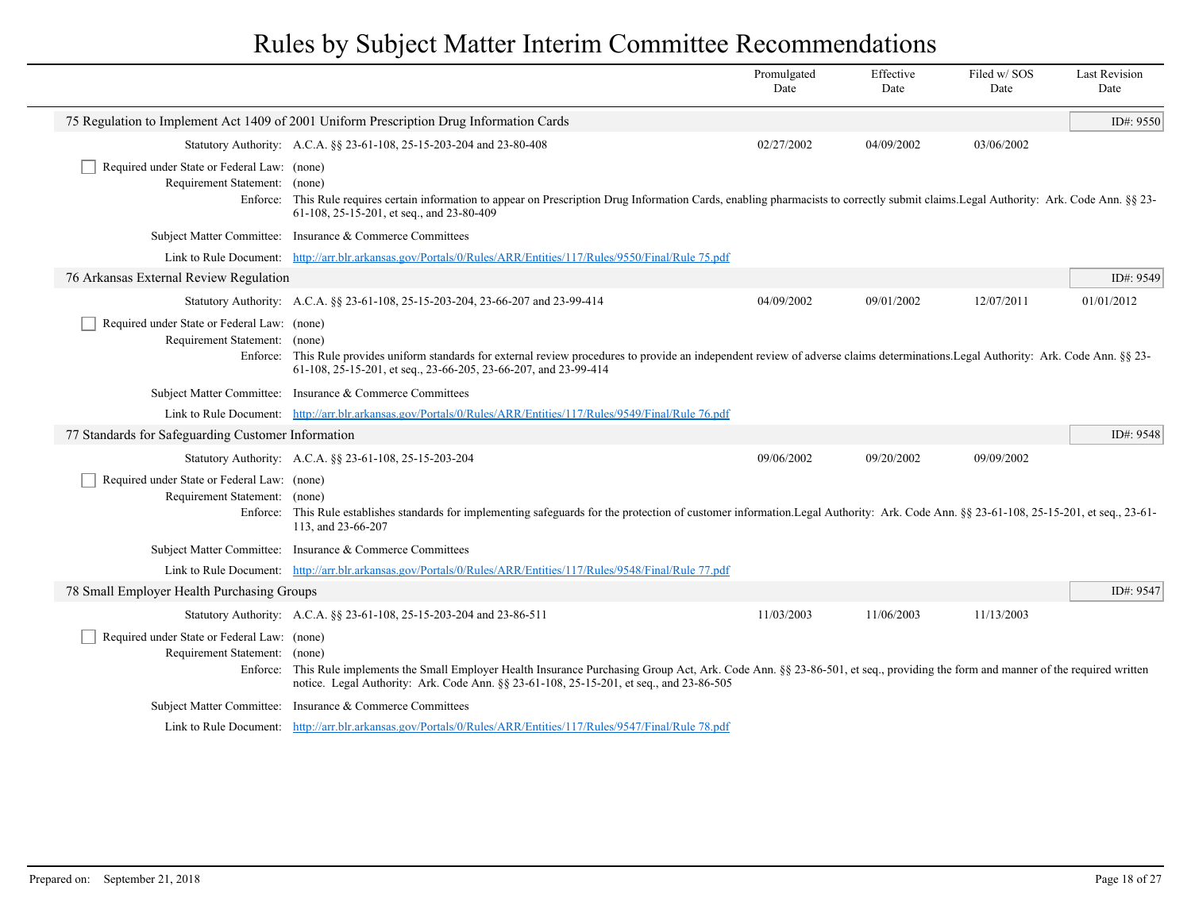# Rules by Subject Matter Interim Committee Recommendations

| | Promulgated Date | Effective Date | Filed w/ SOS Date | Last Revision Date |
|---|---|---|---|---|

## 75 Regulation to Implement Act 1409 of 2001 Uniform Prescription Drug Information Cards

ID#: 9550

| | Promulgated Date | Effective Date | Filed w/ SOS Date | Last Revision Date |
|---|---|---|---|---|
| Statutory Authority: A.C.A. §§ 23-61-108, 25-15-203-204 and 23-80-408 | 02/27/2002 | 04/09/2002 | 03/06/2002 | |

- [ ] Required under State or Federal Law: (none)

Requirement Statement: (none)

Enforce: This Rule requires certain information to appear on Prescription Drug Information Cards, enabling pharmacists to correctly submit claims.Legal Authority: Ark. Code Ann. §§ 23-61-108, 25-15-201, et seq., and 23-80-409

Subject Matter Committee: Insurance & Commerce Committees

Link to Rule Document: http://arr.blr.arkansas.gov/Portals/0/Rules/ARR/Entities/117/Rules/9550/Final/Rule 75.pdf

## 76 Arkansas External Review Regulation

ID#: 9549

| | Promulgated Date | Effective Date | Filed w/ SOS Date | Last Revision Date |
|---|---|---|---|---|
| Statutory Authority: A.C.A. §§ 23-61-108, 25-15-203-204, 23-66-207 and 23-99-414 | 04/09/2002 | 09/01/2002 | 12/07/2011 | 01/01/2012 |

- [ ] Required under State or Federal Law: (none)

Requirement Statement: (none)

Enforce: This Rule provides uniform standards for external review procedures to provide an independent review of adverse claims determinations.Legal Authority: Ark. Code Ann. §§ 23-61-108, 25-15-201, et seq., 23-66-205, 23-66-207, and 23-99-414

Subject Matter Committee: Insurance & Commerce Committees

Link to Rule Document: http://arr.blr.arkansas.gov/Portals/0/Rules/ARR/Entities/117/Rules/9549/Final/Rule 76.pdf

## 77 Standards for Safeguarding Customer Information

ID#: 9548

| | Promulgated Date | Effective Date | Filed w/ SOS Date | Last Revision Date |
|---|---|---|---|---|
| Statutory Authority: A.C.A. §§ 23-61-108, 25-15-203-204 | 09/06/2002 | 09/20/2002 | 09/09/2002 | |

- [ ] Required under State or Federal Law: (none)

Requirement Statement: (none)

Enforce: This Rule establishes standards for implementing safeguards for the protection of customer information.Legal Authority: Ark. Code Ann. §§ 23-61-108, 25-15-201, et seq., 23-61-113, and 23-66-207

Subject Matter Committee: Insurance & Commerce Committees

Link to Rule Document: http://arr.blr.arkansas.gov/Portals/0/Rules/ARR/Entities/117/Rules/9548/Final/Rule 77.pdf

## 78 Small Employer Health Purchasing Groups

ID#: 9547

| | Promulgated Date | Effective Date | Filed w/ SOS Date | Last Revision Date |
|---|---|---|---|---|
| Statutory Authority: A.C.A. §§ 23-61-108, 25-15-203-204 and 23-86-511 | 11/03/2003 | 11/06/2003 | 11/13/2003 | |

- [ ] Required under State or Federal Law: (none)

Requirement Statement: (none)

Enforce: This Rule implements the Small Employer Health Insurance Purchasing Group Act, Ark. Code Ann. §§ 23-86-501, et seq., providing the form and manner of the required written notice. Legal Authority: Ark. Code Ann. §§ 23-61-108, 25-15-201, et seq., and 23-86-505

Subject Matter Committee: Insurance & Commerce Committees

Link to Rule Document: http://arr.blr.arkansas.gov/Portals/0/Rules/ARR/Entities/117/Rules/9547/Final/Rule 78.pdf

Prepared on: September 21, 2018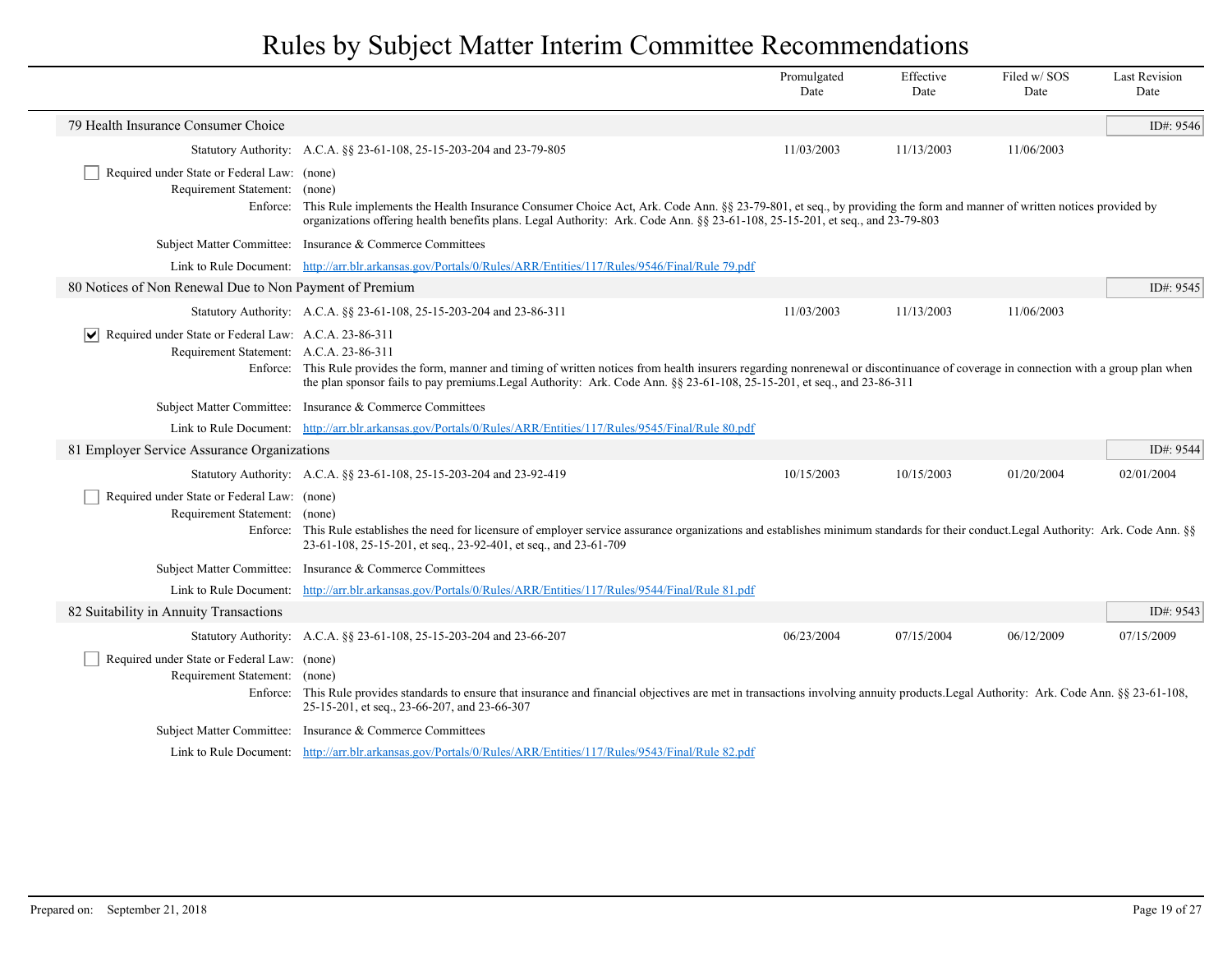# Rules by Subject Matter Interim Committee Recommendations

| | Promulgated Date | Effective Date | Filed w/ SOS Date | Last Revision Date |
|---|---|---|---|---|

## 79 Health Insurance Consumer Choice

ID#: 9546

| | Promulgated Date | Effective Date | Filed w/ SOS Date | Last Revision Date |
|---|---|---|---|---|
| Statutory Authority: A.C.A. §§ 23-61-108, 25-15-203-204 and 23-79-805 | 11/03/2003 | 11/13/2003 | 11/06/2003 | |

- [ ] Required under State or Federal Law: (none)

Requirement Statement: (none)

Enforce: This Rule implements the Health Insurance Consumer Choice Act, Ark. Code Ann. §§ 23-79-801, et seq., by providing the form and manner of written notices provided by organizations offering health benefits plans. Legal Authority: Ark. Code Ann. §§ 23-61-108, 25-15-201, et seq., and 23-79-803

Subject Matter Committee: Insurance & Commerce Committees

Link to Rule Document: http://arr.blr.arkansas.gov/Portals/0/Rules/ARR/Entities/117/Rules/9546/Final/Rule 79.pdf

## 80 Notices of Non Renewal Due to Non Payment of Premium

ID#: 9545

| | Promulgated Date | Effective Date | Filed w/ SOS Date | Last Revision Date |
|---|---|---|---|---|
| Statutory Authority: A.C.A. §§ 23-61-108, 25-15-203-204 and 23-86-311 | 11/03/2003 | 11/13/2003 | 11/06/2003 | |

- [x] Required under State or Federal Law: A.C.A. 23-86-311

Requirement Statement: A.C.A. 23-86-311

Enforce: This Rule provides the form, manner and timing of written notices from health insurers regarding nonrenewal or discontinuance of coverage in connection with a group plan when the plan sponsor fails to pay premiums.Legal Authority: Ark. Code Ann. §§ 23-61-108, 25-15-201, et seq., and 23-86-311

Subject Matter Committee: Insurance & Commerce Committees

Link to Rule Document: http://arr.blr.arkansas.gov/Portals/0/Rules/ARR/Entities/117/Rules/9545/Final/Rule 80.pdf

## 81 Employer Service Assurance Organizations

ID#: 9544

| | Promulgated Date | Effective Date | Filed w/ SOS Date | Last Revision Date |
|---|---|---|---|---|
| Statutory Authority: A.C.A. §§ 23-61-108, 25-15-203-204 and 23-92-419 | 10/15/2003 | 10/15/2003 | 01/20/2004 | 02/01/2004 |

- [ ] Required under State or Federal Law: (none)

Requirement Statement: (none)

Enforce: This Rule establishes the need for licensure of employer service assurance organizations and establishes minimum standards for their conduct.Legal Authority: Ark. Code Ann. §§ 23-61-108, 25-15-201, et seq., 23-92-401, et seq., and 23-61-709

Subject Matter Committee: Insurance & Commerce Committees

Link to Rule Document: http://arr.blr.arkansas.gov/Portals/0/Rules/ARR/Entities/117/Rules/9544/Final/Rule 81.pdf

## 82 Suitability in Annuity Transactions

ID#: 9543

| | Promulgated Date | Effective Date | Filed w/ SOS Date | Last Revision Date |
|---|---|---|---|---|
| Statutory Authority: A.C.A. §§ 23-61-108, 25-15-203-204 and 23-66-207 | 06/23/2004 | 07/15/2004 | 06/12/2009 | 07/15/2009 |

- [ ] Required under State or Federal Law: (none)

Requirement Statement: (none)

Enforce: This Rule provides standards to ensure that insurance and financial objectives are met in transactions involving annuity products.Legal Authority: Ark. Code Ann. §§ 23-61-108, 25-15-201, et seq., 23-66-207, and 23-66-307

Subject Matter Committee: Insurance & Commerce Committees

Link to Rule Document: http://arr.blr.arkansas.gov/Portals/0/Rules/ARR/Entities/117/Rules/9543/Final/Rule 82.pdf

Prepared on: September 21, 2018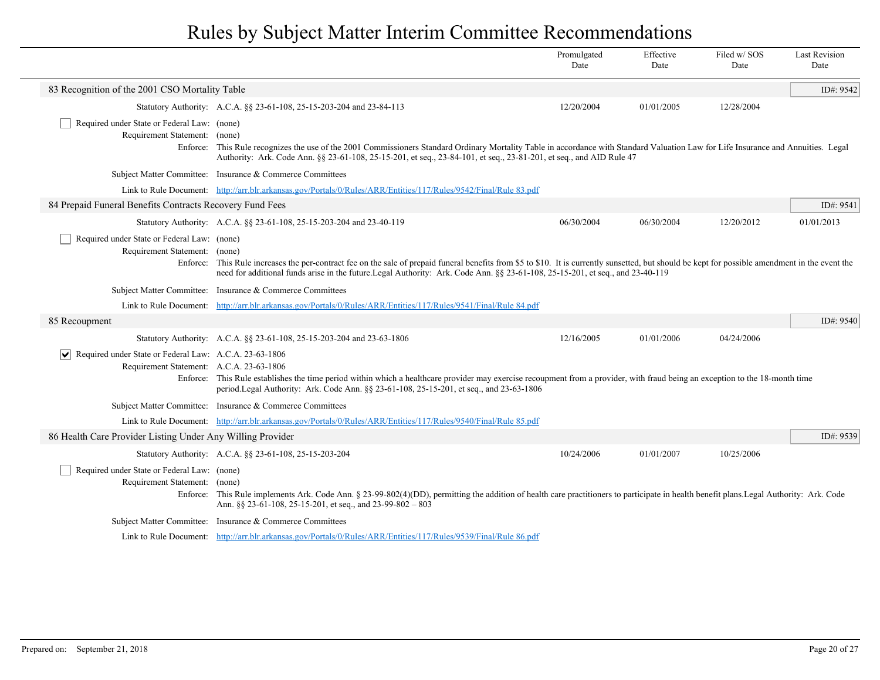# Rules by Subject Matter Interim Committee Recommendations

| | Promulgated Date | Effective Date | Filed w/ SOS Date | Last Revision Date |
|---|---|---|---|---|

## 83 Recognition of the 2001 CSO Mortality Table

ID#: 9542

| | Promulgated Date | Effective Date | Filed w/ SOS Date | Last Revision Date |
|---|---|---|---|---|
| Statutory Authority: A.C.A. §§ 23-61-108, 25-15-203-204 and 23-84-113 | 12/20/2004 | 01/01/2005 | 12/28/2004 | |

☐ Required under State or Federal Law: (none)

Requirement Statement: (none)

Enforce: This Rule recognizes the use of the 2001 Commissioners Standard Ordinary Mortality Table in accordance with Standard Valuation Law for Life Insurance and Annuities. Legal Authority: Ark. Code Ann. §§ 23-61-108, 25-15-201, et seq., 23-84-101, et seq., 23-81-201, et seq., and AID Rule 47

Subject Matter Committee: Insurance & Commerce Committees

Link to Rule Document: http://arr.blr.arkansas.gov/Portals/0/Rules/ARR/Entities/117/Rules/9542/Final/Rule 83.pdf

## 84 Prepaid Funeral Benefits Contracts Recovery Fund Fees

ID#: 9541

| | Promulgated Date | Effective Date | Filed w/ SOS Date | Last Revision Date |
|---|---|---|---|---|
| Statutory Authority: A.C.A. §§ 23-61-108, 25-15-203-204 and 23-40-119 | 06/30/2004 | 06/30/2004 | 12/20/2012 | 01/01/2013 |

☐ Required under State or Federal Law: (none)

Requirement Statement: (none)

Enforce: This Rule increases the per-contract fee on the sale of prepaid funeral benefits from $5 to $10. It is currently sunsetted, but should be kept for possible amendment in the event the need for additional funds arise in the future.Legal Authority: Ark. Code Ann. §§ 23-61-108, 25-15-201, et seq., and 23-40-119

Subject Matter Committee: Insurance & Commerce Committees

Link to Rule Document: http://arr.blr.arkansas.gov/Portals/0/Rules/ARR/Entities/117/Rules/9541/Final/Rule 84.pdf

## 85 Recoupment

ID#: 9540

| | Promulgated Date | Effective Date | Filed w/ SOS Date | Last Revision Date |
|---|---|---|---|---|
| Statutory Authority: A.C.A. §§ 23-61-108, 25-15-203-204 and 23-63-1806 | 12/16/2005 | 01/01/2006 | 04/24/2006 | |

☑ Required under State or Federal Law: A.C.A. 23-63-1806

Requirement Statement: A.C.A. 23-63-1806

Enforce: This Rule establishes the time period within which a healthcare provider may exercise recoupment from a provider, with fraud being an exception to the 18-month time period.Legal Authority: Ark. Code Ann. §§ 23-61-108, 25-15-201, et seq., and 23-63-1806

Subject Matter Committee: Insurance & Commerce Committees

Link to Rule Document: http://arr.blr.arkansas.gov/Portals/0/Rules/ARR/Entities/117/Rules/9540/Final/Rule 85.pdf

## 86 Health Care Provider Listing Under Any Willing Provider

ID#: 9539

| | Promulgated Date | Effective Date | Filed w/ SOS Date | Last Revision Date |
|---|---|---|---|---|
| Statutory Authority: A.C.A. §§ 23-61-108, 25-15-203-204 | 10/24/2006 | 01/01/2007 | 10/25/2006 | |

☐ Required under State or Federal Law: (none)

Requirement Statement: (none)

Enforce: This Rule implements Ark. Code Ann. § 23-99-802(4)(DD), permitting the addition of health care practitioners to participate in health benefit plans.Legal Authority: Ark. Code Ann. §§ 23-61-108, 25-15-201, et seq., and 23-99-802 – 803

Subject Matter Committee: Insurance & Commerce Committees

Link to Rule Document: http://arr.blr.arkansas.gov/Portals/0/Rules/ARR/Entities/117/Rules/9539/Final/Rule 86.pdf

Prepared on: September 21, 2018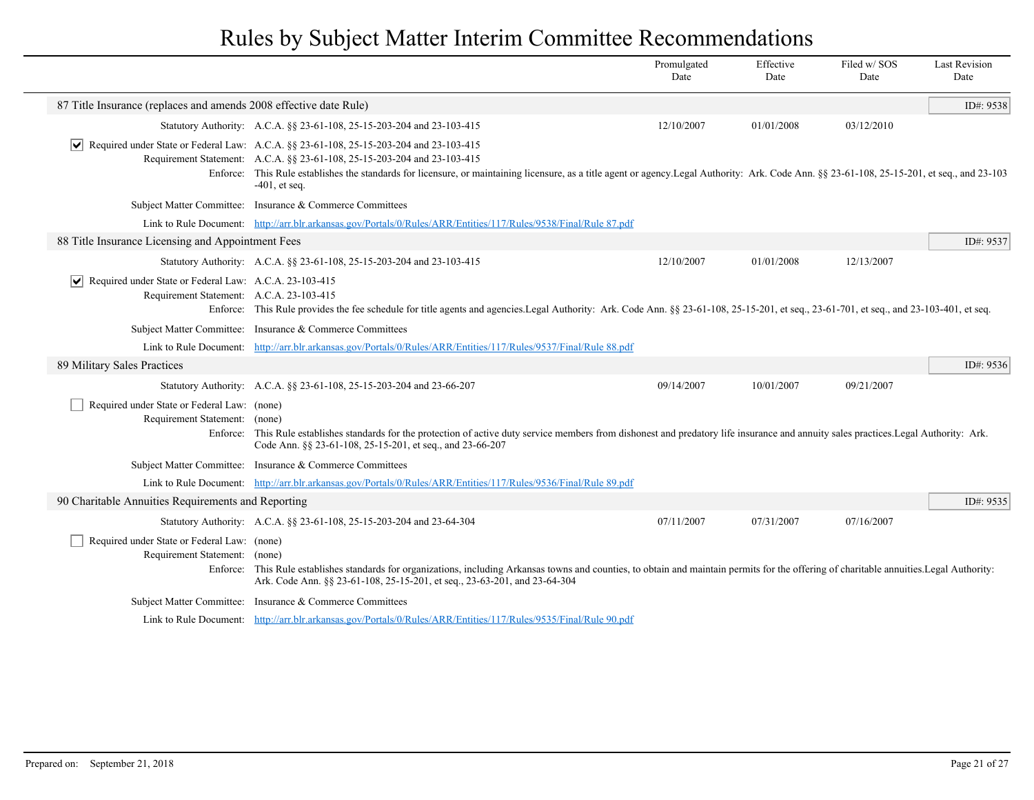# Rules by Subject Matter Interim Committee Recommendations

| | Promulgated Date | Effective Date | Filed w/ SOS Date | Last Revision Date |
|---|---|---|---|---|

## 87 Title Insurance (replaces and amends 2008 effective date Rule)

ID#: 9538

| | Promulgated Date | Effective Date | Filed w/ SOS Date | Last Revision Date |
|---|---|---|---|---|
| Statutory Authority: A.C.A. §§ 23-61-108, 25-15-203-204 and 23-103-415 | 12/10/2007 | 01/01/2008 | 03/12/2010 | |

- [x] Required under State or Federal Law: A.C.A. §§ 23-61-108, 25-15-203-204 and 23-103-415

Requirement Statement: A.C.A. §§ 23-61-108, 25-15-203-204 and 23-103-415

Enforce: This Rule establishes the standards for licensure, or maintaining licensure, as a title agent or agency.Legal Authority: Ark. Code Ann. §§ 23-61-108, 25-15-201, et seq., and 23-103-401, et seq.

Subject Matter Committee: Insurance & Commerce Committees

Link to Rule Document: [http://arr.blr.arkansas.gov/Portals/0/Rules/ARR/Entities/117/Rules/9538/Final/Rule 87.pdf](http://arr.blr.arkansas.gov/Portals/0/Rules/ARR/Entities/117/Rules/9538/Final/Rule 87.pdf)

## 88 Title Insurance Licensing and Appointment Fees

ID#: 9537

| | Promulgated Date | Effective Date | Filed w/ SOS Date | Last Revision Date |
|---|---|---|---|---|
| Statutory Authority: A.C.A. §§ 23-61-108, 25-15-203-204 and 23-103-415 | 12/10/2007 | 01/01/2008 | 12/13/2007 | |

- [x] Required under State or Federal Law: A.C.A. 23-103-415

Requirement Statement: A.C.A. 23-103-415

Enforce: This Rule provides the fee schedule for title agents and agencies.Legal Authority: Ark. Code Ann. §§ 23-61-108, 25-15-201, et seq., 23-61-701, et seq., and 23-103-401, et seq.

Subject Matter Committee: Insurance & Commerce Committees

Link to Rule Document: [http://arr.blr.arkansas.gov/Portals/0/Rules/ARR/Entities/117/Rules/9537/Final/Rule 88.pdf](http://arr.blr.arkansas.gov/Portals/0/Rules/ARR/Entities/117/Rules/9537/Final/Rule 88.pdf)

## 89 Military Sales Practices

ID#: 9536

| | Promulgated Date | Effective Date | Filed w/ SOS Date | Last Revision Date |
|---|---|---|---|---|
| Statutory Authority: A.C.A. §§ 23-61-108, 25-15-203-204 and 23-66-207 | 09/14/2007 | 10/01/2007 | 09/21/2007 | |

- [ ] Required under State or Federal Law: (none)

Requirement Statement: (none)

Enforce: This Rule establishes standards for the protection of active duty service members from dishonest and predatory life insurance and annuity sales practices.Legal Authority: Ark. Code Ann. §§ 23-61-108, 25-15-201, et seq., and 23-66-207

Subject Matter Committee: Insurance & Commerce Committees

Link to Rule Document: [http://arr.blr.arkansas.gov/Portals/0/Rules/ARR/Entities/117/Rules/9536/Final/Rule 89.pdf](http://arr.blr.arkansas.gov/Portals/0/Rules/ARR/Entities/117/Rules/9536/Final/Rule 89.pdf)

## 90 Charitable Annuities Requirements and Reporting

ID#: 9535

| | Promulgated Date | Effective Date | Filed w/ SOS Date | Last Revision Date |
|---|---|---|---|---|
| Statutory Authority: A.C.A. §§ 23-61-108, 25-15-203-204 and 23-64-304 | 07/11/2007 | 07/31/2007 | 07/16/2007 | |

- [ ] Required under State or Federal Law: (none)

Requirement Statement: (none)

Enforce: This Rule establishes standards for organizations, including Arkansas towns and counties, to obtain and maintain permits for the offering of charitable annuities.Legal Authority: Ark. Code Ann. §§ 23-61-108, 25-15-201, et seq., 23-63-201, and 23-64-304

Subject Matter Committee: Insurance & Commerce Committees

Link to Rule Document: [http://arr.blr.arkansas.gov/Portals/0/Rules/ARR/Entities/117/Rules/9535/Final/Rule 90.pdf](http://arr.blr.arkansas.gov/Portals/0/Rules/ARR/Entities/117/Rules/9535/Final/Rule 90.pdf)

Prepared on: September 21, 2018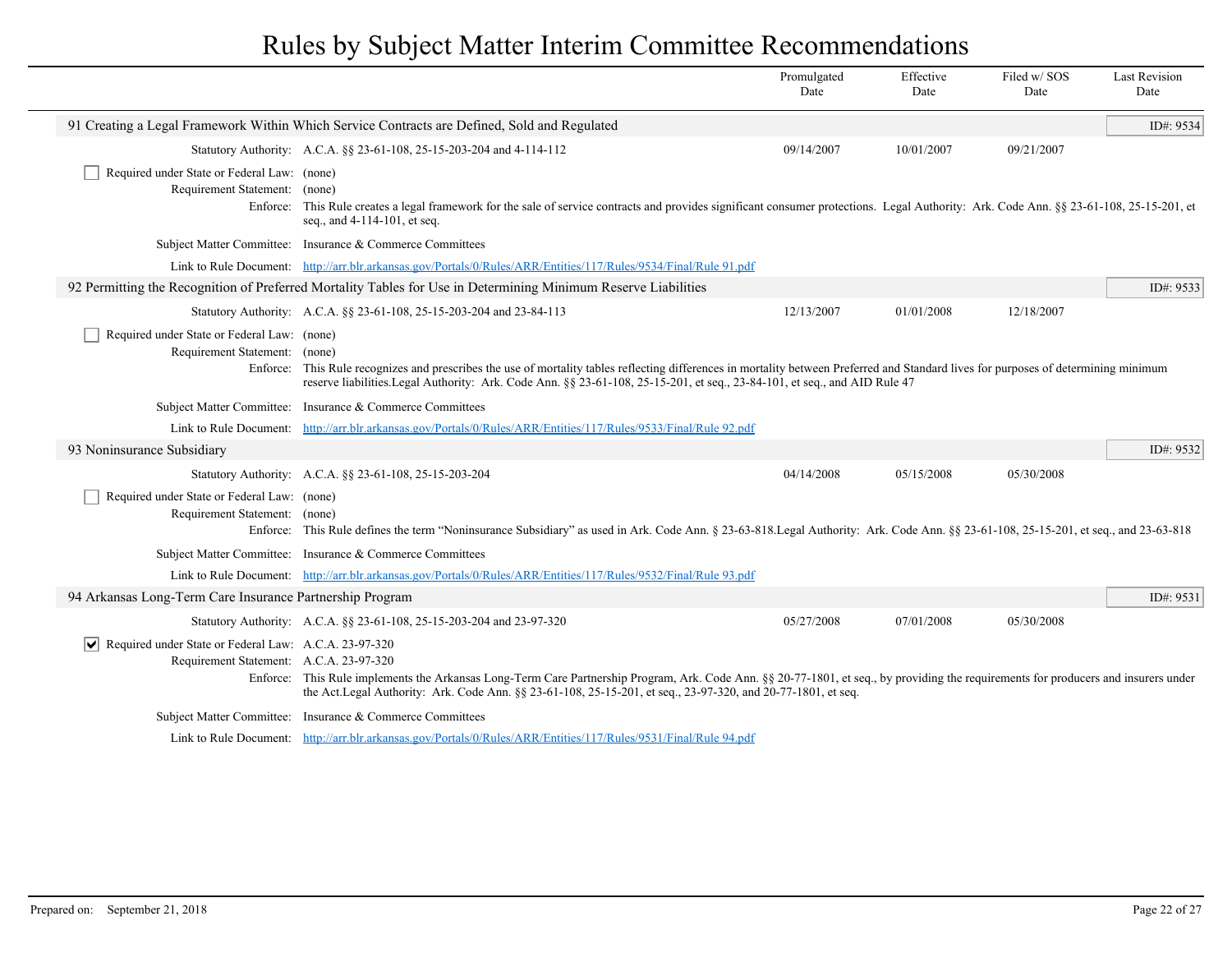# Rules by Subject Matter Interim Committee Recommendations

| | Promulgated Date | Effective Date | Filed w/ SOS Date | Last Revision Date |
|---|---|---|---|---|

## 91 Creating a Legal Framework Within Which Service Contracts are Defined, Sold and Regulated

ID#: 9534

| | Promulgated Date | Effective Date | Filed w/ SOS Date | Last Revision Date |
|---|---|---|---|---|
| Statutory Authority: A.C.A. §§ 23-61-108, 25-15-203-204 and 4-114-112 | 09/14/2007 | 10/01/2007 | 09/21/2007 | |

☐ Required under State or Federal Law: (none)

Requirement Statement: (none)

Enforce: This Rule creates a legal framework for the sale of service contracts and provides significant consumer protections. Legal Authority: Ark. Code Ann. §§ 23-61-108, 25-15-201, et seq., and 4-114-101, et seq.

Subject Matter Committee: Insurance & Commerce Committees

Link to Rule Document: http://arr.blr.arkansas.gov/Portals/0/Rules/ARR/Entities/117/Rules/9534/Final/Rule 91.pdf

## 92 Permitting the Recognition of Preferred Mortality Tables for Use in Determining Minimum Reserve Liabilities

ID#: 9533

| | Promulgated Date | Effective Date | Filed w/ SOS Date | Last Revision Date |
|---|---|---|---|---|
| Statutory Authority: A.C.A. §§ 23-61-108, 25-15-203-204 and 23-84-113 | 12/13/2007 | 01/01/2008 | 12/18/2007 | |

☐ Required under State or Federal Law: (none)

Requirement Statement: (none)

Enforce: This Rule recognizes and prescribes the use of mortality tables reflecting differences in mortality between Preferred and Standard lives for purposes of determining minimum reserve liabilities.Legal Authority: Ark. Code Ann. §§ 23-61-108, 25-15-201, et seq., 23-84-101, et seq., and AID Rule 47

Subject Matter Committee: Insurance & Commerce Committees

Link to Rule Document: http://arr.blr.arkansas.gov/Portals/0/Rules/ARR/Entities/117/Rules/9533/Final/Rule 92.pdf

## 93 Noninsurance Subsidiary

ID#: 9532

| | Promulgated Date | Effective Date | Filed w/ SOS Date | Last Revision Date |
|---|---|---|---|---|
| Statutory Authority: A.C.A. §§ 23-61-108, 25-15-203-204 | 04/14/2008 | 05/15/2008 | 05/30/2008 | |

☐ Required under State or Federal Law: (none)

Requirement Statement: (none)

Enforce: This Rule defines the term "Noninsurance Subsidiary" as used in Ark. Code Ann. § 23-63-818.Legal Authority: Ark. Code Ann. §§ 23-61-108, 25-15-201, et seq., and 23-63-818

Subject Matter Committee: Insurance & Commerce Committees

Link to Rule Document: http://arr.blr.arkansas.gov/Portals/0/Rules/ARR/Entities/117/Rules/9532/Final/Rule 93.pdf

## 94 Arkansas Long-Term Care Insurance Partnership Program

ID#: 9531

| | Promulgated Date | Effective Date | Filed w/ SOS Date | Last Revision Date |
|---|---|---|---|---|
| Statutory Authority: A.C.A. §§ 23-61-108, 25-15-203-204 and 23-97-320 | 05/27/2008 | 07/01/2008 | 05/30/2008 | |

☑ Required under State or Federal Law: A.C.A. 23-97-320

Requirement Statement: A.C.A. 23-97-320

Enforce: This Rule implements the Arkansas Long-Term Care Partnership Program, Ark. Code Ann. §§ 20-77-1801, et seq., by providing the requirements for producers and insurers under the Act.Legal Authority: Ark. Code Ann. §§ 23-61-108, 25-15-201, et seq., 23-97-320, and 20-77-1801, et seq.

Subject Matter Committee: Insurance & Commerce Committees

Link to Rule Document: http://arr.blr.arkansas.gov/Portals/0/Rules/ARR/Entities/117/Rules/9531/Final/Rule 94.pdf

Prepared on: September 21, 2018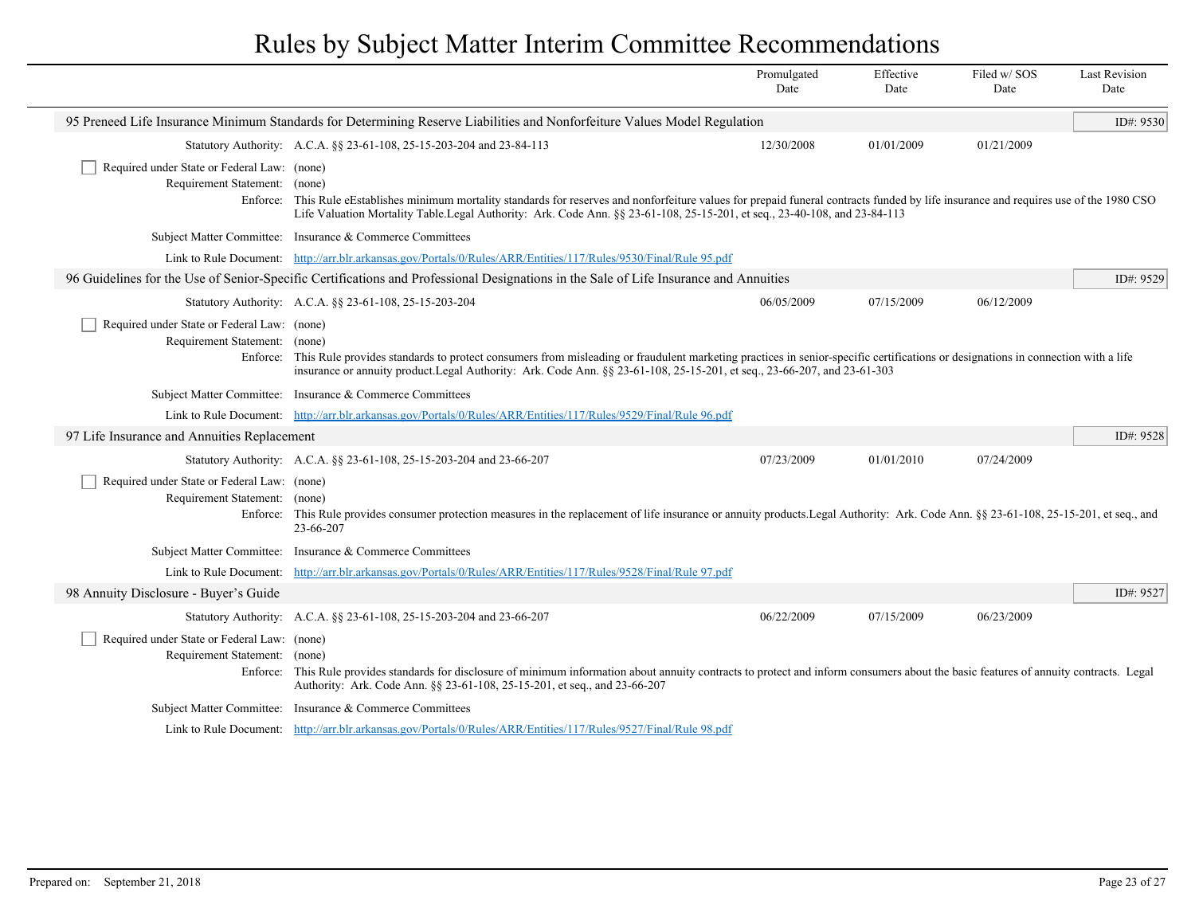# Rules by Subject Matter Interim Committee Recommendations

| | | Promulgated Date | Effective Date | Filed w/ SOS Date | Last Revision Date |
|---|---|---|---|---|---|

## 95 Preneed Life Insurance Minimum Standards for Determining Reserve Liabilities and Nonforfeiture Values Model Regulation

ID#: 9530

| | | Promulgated Date | Effective Date | Filed w/ SOS Date | Last Revision Date |
|---|---|---|---|---|---|
| Statutory Authority: | A.C.A. §§ 23-61-108, 25-15-203-204 and 23-84-113 | 12/30/2008 | 01/01/2009 | 01/21/2009 | |

☐ Required under State or Federal Law: (none)

Requirement Statement: (none)

Enforce: This Rule eEstablishes minimum mortality standards for reserves and nonforfeiture values for prepaid funeral contracts funded by life insurance and requires use of the 1980 CSO Life Valuation Mortality Table.Legal Authority: Ark. Code Ann. §§ 23-61-108, 25-15-201, et seq., 23-40-108, and 23-84-113

Subject Matter Committee: Insurance & Commerce Committees

Link to Rule Document: http://arr.blr.arkansas.gov/Portals/0/Rules/ARR/Entities/117/Rules/9530/Final/Rule 95.pdf

## 96 Guidelines for the Use of Senior-Specific Certifications and Professional Designations in the Sale of Life Insurance and Annuities

ID#: 9529

| | | Promulgated Date | Effective Date | Filed w/ SOS Date | Last Revision Date |
|---|---|---|---|---|---|
| Statutory Authority: | A.C.A. §§ 23-61-108, 25-15-203-204 | 06/05/2009 | 07/15/2009 | 06/12/2009 | |

☐ Required under State or Federal Law: (none)

Requirement Statement: (none)

Enforce: This Rule provides standards to protect consumers from misleading or fraudulent marketing practices in senior-specific certifications or designations in connection with a life insurance or annuity product.Legal Authority: Ark. Code Ann. §§ 23-61-108, 25-15-201, et seq., 23-66-207, and 23-61-303

Subject Matter Committee: Insurance & Commerce Committees

Link to Rule Document: http://arr.blr.arkansas.gov/Portals/0/Rules/ARR/Entities/117/Rules/9529/Final/Rule 96.pdf

## 97 Life Insurance and Annuities Replacement

ID#: 9528

| | | Promulgated Date | Effective Date | Filed w/ SOS Date | Last Revision Date |
|---|---|---|---|---|---|
| Statutory Authority: | A.C.A. §§ 23-61-108, 25-15-203-204 and 23-66-207 | 07/23/2009 | 01/01/2010 | 07/24/2009 | |

☐ Required under State or Federal Law: (none)

Requirement Statement: (none)

Enforce: This Rule provides consumer protection measures in the replacement of life insurance or annuity products.Legal Authority: Ark. Code Ann. §§ 23-61-108, 25-15-201, et seq., and 23-66-207

Subject Matter Committee: Insurance & Commerce Committees

Link to Rule Document: http://arr.blr.arkansas.gov/Portals/0/Rules/ARR/Entities/117/Rules/9528/Final/Rule 97.pdf

## 98 Annuity Disclosure - Buyer's Guide

ID#: 9527

| | | Promulgated Date | Effective Date | Filed w/ SOS Date | Last Revision Date |
|---|---|---|---|---|---|
| Statutory Authority: | A.C.A. §§ 23-61-108, 25-15-203-204 and 23-66-207 | 06/22/2009 | 07/15/2009 | 06/23/2009 | |

☐ Required under State or Federal Law: (none)

Requirement Statement: (none)

Enforce: This Rule provides standards for disclosure of minimum information about annuity contracts to protect and inform consumers about the basic features of annuity contracts. Legal Authority: Ark. Code Ann. §§ 23-61-108, 25-15-201, et seq., and 23-66-207

Subject Matter Committee: Insurance & Commerce Committees

Link to Rule Document: http://arr.blr.arkansas.gov/Portals/0/Rules/ARR/Entities/117/Rules/9527/Final/Rule 98.pdf

Prepared on: September 21, 2018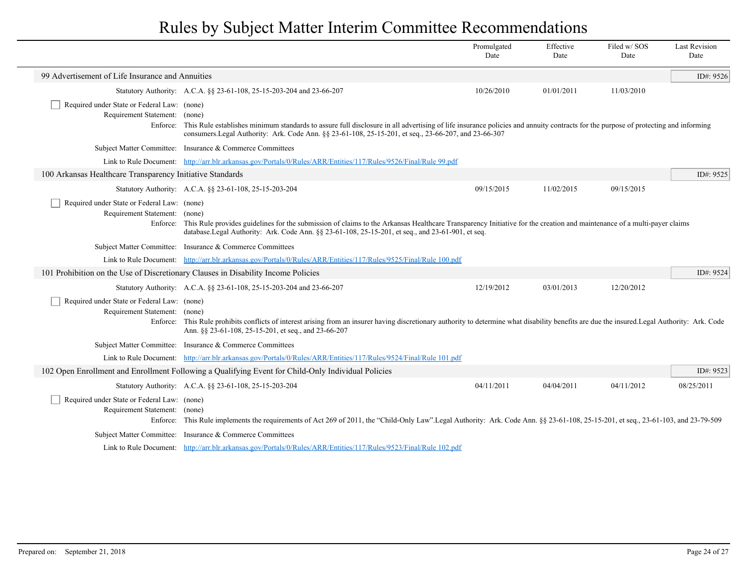# Rules by Subject Matter Interim Committee Recommendations

| | Promulgated Date | Effective Date | Filed w/ SOS Date | Last Revision Date |
|---|---|---|---|---|

## 99 Advertisement of Life Insurance and Annuities

ID#: 9526

| | | Promulgated Date | Effective Date | Filed w/ SOS Date | Last Revision Date |
|---|---|---|---|---|---|
| Statutory Authority: | A.C.A. §§ 23-61-108, 25-15-203-204 and 23-66-207 | 10/26/2010 | 01/01/2011 | 11/03/2010 | |

☐ Required under State or Federal Law: (none)

Requirement Statement: (none)

Enforce: This Rule establishes minimum standards to assure full disclosure in all advertising of life insurance policies and annuity contracts for the purpose of protecting and informing consumers.Legal Authority: Ark. Code Ann. §§ 23-61-108, 25-15-201, et seq., 23-66-207, and 23-66-307

Subject Matter Committee: Insurance & Commerce Committees

Link to Rule Document: [http://arr.blr.arkansas.gov/Portals/0/Rules/ARR/Entities/117/Rules/9526/Final/Rule 99.pdf](http://arr.blr.arkansas.gov/Portals/0/Rules/ARR/Entities/117/Rules/9526/Final/Rule 99.pdf)

## 100 Arkansas Healthcare Transparency Initiative Standards

ID#: 9525

| | | Promulgated Date | Effective Date | Filed w/ SOS Date | Last Revision Date |
|---|---|---|---|---|---|
| Statutory Authority: | A.C.A. §§ 23-61-108, 25-15-203-204 | 09/15/2015 | 11/02/2015 | 09/15/2015 | |

☐ Required under State or Federal Law: (none)

Requirement Statement: (none)

Enforce: This Rule provides guidelines for the submission of claims to the Arkansas Healthcare Transparency Initiative for the creation and maintenance of a multi-payer claims database.Legal Authority: Ark. Code Ann. §§ 23-61-108, 25-15-201, et seq., and 23-61-901, et seq.

Subject Matter Committee: Insurance & Commerce Committees

Link to Rule Document: [http://arr.blr.arkansas.gov/Portals/0/Rules/ARR/Entities/117/Rules/9525/Final/Rule 100.pdf](http://arr.blr.arkansas.gov/Portals/0/Rules/ARR/Entities/117/Rules/9525/Final/Rule 100.pdf)

## 101 Prohibition on the Use of Discretionary Clauses in Disability Income Policies

ID#: 9524

| | | Promulgated Date | Effective Date | Filed w/ SOS Date | Last Revision Date |
|---|---|---|---|---|---|
| Statutory Authority: | A.C.A. §§ 23-61-108, 25-15-203-204 and 23-66-207 | 12/19/2012 | 03/01/2013 | 12/20/2012 | |

☐ Required under State or Federal Law: (none)

Requirement Statement: (none)

Enforce: This Rule prohibits conflicts of interest arising from an insurer having discretionary authority to determine what disability benefits are due the insured.Legal Authority: Ark. Code Ann. §§ 23-61-108, 25-15-201, et seq., and 23-66-207

Subject Matter Committee: Insurance & Commerce Committees

Link to Rule Document: [http://arr.blr.arkansas.gov/Portals/0/Rules/ARR/Entities/117/Rules/9524/Final/Rule 101.pdf](http://arr.blr.arkansas.gov/Portals/0/Rules/ARR/Entities/117/Rules/9524/Final/Rule 101.pdf)

## 102 Open Enrollment and Enrollment Following a Qualifying Event for Child-Only Individual Policies

ID#: 9523

| | | Promulgated Date | Effective Date | Filed w/ SOS Date | Last Revision Date |
|---|---|---|---|---|---|
| Statutory Authority: | A.C.A. §§ 23-61-108, 25-15-203-204 | 04/11/2011 | 04/04/2011 | 04/11/2012 | 08/25/2011 |

☐ Required under State or Federal Law: (none)

Requirement Statement: (none)

Enforce: This Rule implements the requirements of Act 269 of 2011, the "Child-Only Law".Legal Authority: Ark. Code Ann. §§ 23-61-108, 25-15-201, et seq., 23-61-103, and 23-79-509

Subject Matter Committee: Insurance & Commerce Committees

Link to Rule Document: [http://arr.blr.arkansas.gov/Portals/0/Rules/ARR/Entities/117/Rules/9523/Final/Rule 102.pdf](http://arr.blr.arkansas.gov/Portals/0/Rules/ARR/Entities/117/Rules/9523/Final/Rule 102.pdf)

Prepared on: September 21, 2018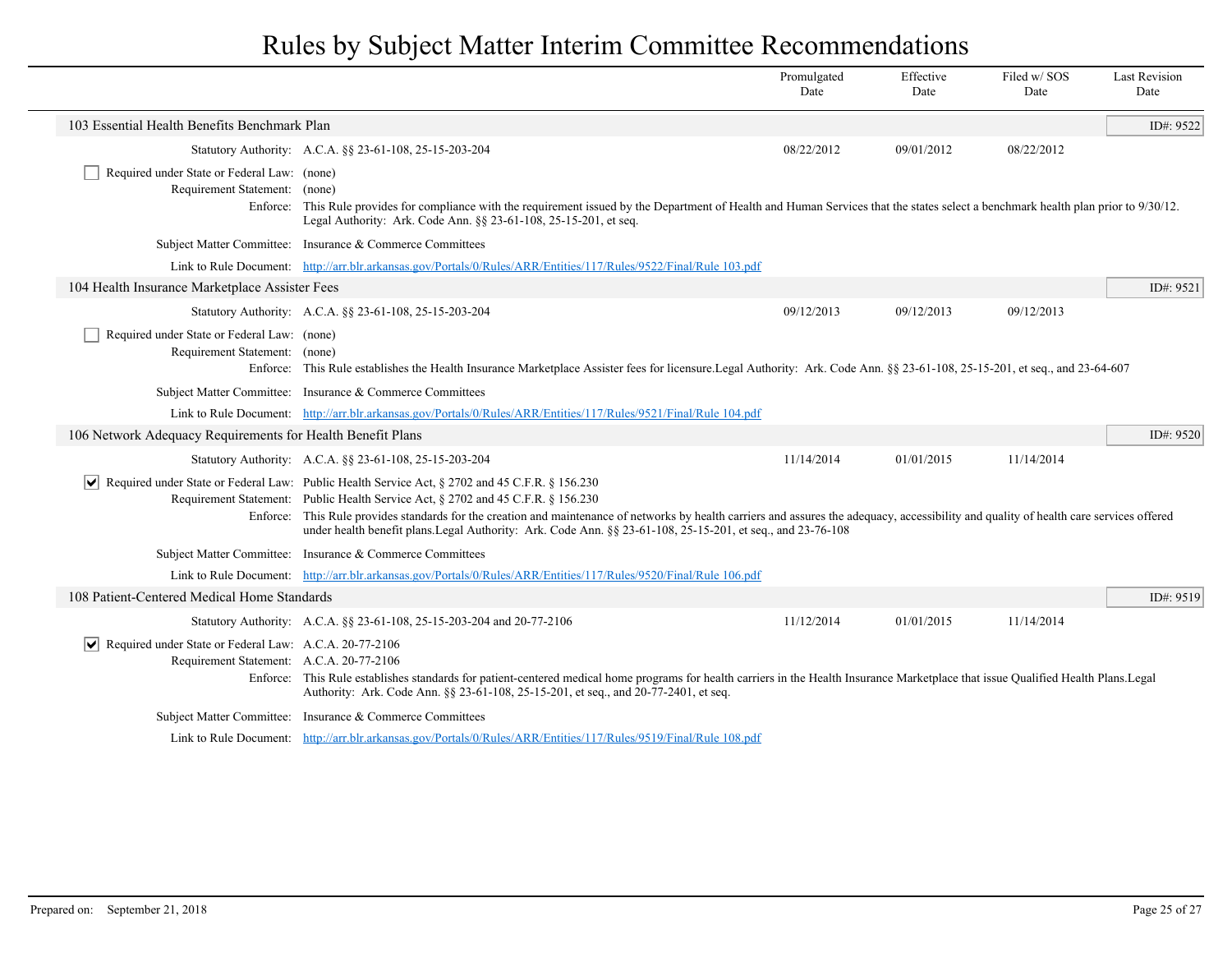# Rules by Subject Matter Interim Committee Recommendations

| | Promulgated Date | Effective Date | Filed w/ SOS Date | Last Revision Date |
|---|---|---|---|---|

## 103 Essential Health Benefits Benchmark Plan

**ID#: 9522**

| | Promulgated Date | Effective Date | Filed w/ SOS Date | Last Revision Date |
|---|---|---|---|---|
| Statutory Authority: A.C.A. §§ 23-61-108, 25-15-203-204 | 08/22/2012 | 09/01/2012 | 08/22/2012 | |

- [ ] Required under State or Federal Law: (none)

Requirement Statement: (none)

Enforce: This Rule provides for compliance with the requirement issued by the Department of Health and Human Services that the states select a benchmark health plan prior to 9/30/12. Legal Authority: Ark. Code Ann. §§ 23-61-108, 25-15-201, et seq.

Subject Matter Committee: Insurance & Commerce Committees

Link to Rule Document: http://arr.blr.arkansas.gov/Portals/0/Rules/ARR/Entities/117/Rules/9522/Final/Rule 103.pdf

## 104 Health Insurance Marketplace Assister Fees

**ID#: 9521**

| | Promulgated Date | Effective Date | Filed w/ SOS Date | Last Revision Date |
|---|---|---|---|---|
| Statutory Authority: A.C.A. §§ 23-61-108, 25-15-203-204 | 09/12/2013 | 09/12/2013 | 09/12/2013 | |

- [ ] Required under State or Federal Law: (none)

Requirement Statement: (none)

Enforce: This Rule establishes the Health Insurance Marketplace Assister fees for licensure.Legal Authority: Ark. Code Ann. §§ 23-61-108, 25-15-201, et seq., and 23-64-607

Subject Matter Committee: Insurance & Commerce Committees

Link to Rule Document: http://arr.blr.arkansas.gov/Portals/0/Rules/ARR/Entities/117/Rules/9521/Final/Rule 104.pdf

## 106 Network Adequacy Requirements for Health Benefit Plans

**ID#: 9520**

| | Promulgated Date | Effective Date | Filed w/ SOS Date | Last Revision Date |
|---|---|---|---|---|
| Statutory Authority: A.C.A. §§ 23-61-108, 25-15-203-204 | 11/14/2014 | 01/01/2015 | 11/14/2014 | |

- [x] Required under State or Federal Law: Public Health Service Act, § 2702 and 45 C.F.R. § 156.230

Requirement Statement: Public Health Service Act, § 2702 and 45 C.F.R. § 156.230

Enforce: This Rule provides standards for the creation and maintenance of networks by health carriers and assures the adequacy, accessibility and quality of health care services offered under health benefit plans.Legal Authority: Ark. Code Ann. §§ 23-61-108, 25-15-201, et seq., and 23-76-108

Subject Matter Committee: Insurance & Commerce Committees

Link to Rule Document: http://arr.blr.arkansas.gov/Portals/0/Rules/ARR/Entities/117/Rules/9520/Final/Rule 106.pdf

## 108 Patient-Centered Medical Home Standards

**ID#: 9519**

| | Promulgated Date | Effective Date | Filed w/ SOS Date | Last Revision Date |
|---|---|---|---|---|
| Statutory Authority: A.C.A. §§ 23-61-108, 25-15-203-204 and 20-77-2106 | 11/12/2014 | 01/01/2015 | 11/14/2014 | |

- [x] Required under State or Federal Law: A.C.A. 20-77-2106

Requirement Statement: A.C.A. 20-77-2106

Enforce: This Rule establishes standards for patient-centered medical home programs for health carriers in the Health Insurance Marketplace that issue Qualified Health Plans.Legal Authority: Ark. Code Ann. §§ 23-61-108, 25-15-201, et seq., and 20-77-2401, et seq.

Subject Matter Committee: Insurance & Commerce Committees

Link to Rule Document: http://arr.blr.arkansas.gov/Portals/0/Rules/ARR/Entities/117/Rules/9519/Final/Rule 108.pdf

Prepared on: September 21, 2018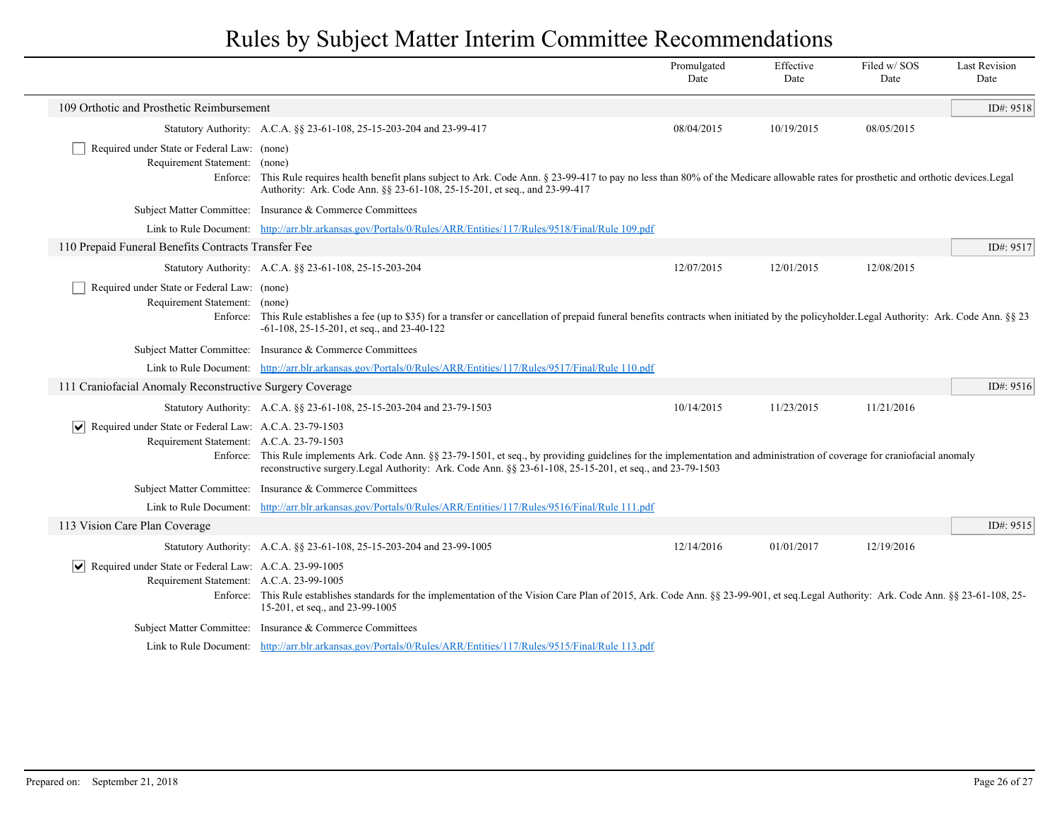# Rules by Subject Matter Interim Committee Recommendations

| | Promulgated Date | Effective Date | Filed w/ SOS Date | Last Revision Date |
|---|---|---|---|---|

## 109 Orthotic and Prosthetic Reimbursement

ID#: 9518

| | Promulgated Date | Effective Date | Filed w/ SOS Date | Last Revision Date |
|---|---|---|---|---|
| Statutory Authority: A.C.A. §§ 23-61-108, 25-15-203-204 and 23-99-417 | 08/04/2015 | 10/19/2015 | 08/05/2015 | |

☐ Required under State or Federal Law: (none)

Requirement Statement: (none)

Enforce: This Rule requires health benefit plans subject to Ark. Code Ann. § 23-99-417 to pay no less than 80% of the Medicare allowable rates for prosthetic and orthotic devices.Legal Authority: Ark. Code Ann. §§ 23-61-108, 25-15-201, et seq., and 23-99-417

Subject Matter Committee: Insurance & Commerce Committees

Link to Rule Document: http://arr.blr.arkansas.gov/Portals/0/Rules/ARR/Entities/117/Rules/9518/Final/Rule 109.pdf

## 110 Prepaid Funeral Benefits Contracts Transfer Fee

ID#: 9517

| | Promulgated Date | Effective Date | Filed w/ SOS Date | Last Revision Date |
|---|---|---|---|---|
| Statutory Authority: A.C.A. §§ 23-61-108, 25-15-203-204 | 12/07/2015 | 12/01/2015 | 12/08/2015 | |

☐ Required under State or Federal Law: (none)

Requirement Statement: (none)

Enforce: This Rule establishes a fee (up to $35) for a transfer or cancellation of prepaid funeral benefits contracts when initiated by the policyholder.Legal Authority: Ark. Code Ann. §§ 23-61-108, 25-15-201, et seq., and 23-40-122

Subject Matter Committee: Insurance & Commerce Committees

Link to Rule Document: http://arr.blr.arkansas.gov/Portals/0/Rules/ARR/Entities/117/Rules/9517/Final/Rule 110.pdf

## 111 Craniofacial Anomaly Reconstructive Surgery Coverage

ID#: 9516

| | Promulgated Date | Effective Date | Filed w/ SOS Date | Last Revision Date |
|---|---|---|---|---|
| Statutory Authority: A.C.A. §§ 23-61-108, 25-15-203-204 and 23-79-1503 | 10/14/2015 | 11/23/2015 | 11/21/2016 | |

☑ Required under State or Federal Law: A.C.A. 23-79-1503

Requirement Statement: A.C.A. 23-79-1503

Enforce: This Rule implements Ark. Code Ann. §§ 23-79-1501, et seq., by providing guidelines for the implementation and administration of coverage for craniofacial anomaly reconstructive surgery.Legal Authority: Ark. Code Ann. §§ 23-61-108, 25-15-201, et seq., and 23-79-1503

Subject Matter Committee: Insurance & Commerce Committees

Link to Rule Document: http://arr.blr.arkansas.gov/Portals/0/Rules/ARR/Entities/117/Rules/9516/Final/Rule 111.pdf

## 113 Vision Care Plan Coverage

ID#: 9515

| | Promulgated Date | Effective Date | Filed w/ SOS Date | Last Revision Date |
|---|---|---|---|---|
| Statutory Authority: A.C.A. §§ 23-61-108, 25-15-203-204 and 23-99-1005 | 12/14/2016 | 01/01/2017 | 12/19/2016 | |

☑ Required under State or Federal Law: A.C.A. 23-99-1005

Requirement Statement: A.C.A. 23-99-1005

Enforce: This Rule establishes standards for the implementation of the Vision Care Plan of 2015, Ark. Code Ann. §§ 23-99-901, et seq.Legal Authority: Ark. Code Ann. §§ 23-61-108, 25-15-201, et seq., and 23-99-1005

Subject Matter Committee: Insurance & Commerce Committees

Link to Rule Document: http://arr.blr.arkansas.gov/Portals/0/Rules/ARR/Entities/117/Rules/9515/Final/Rule 113.pdf

Prepared on: September 21, 2018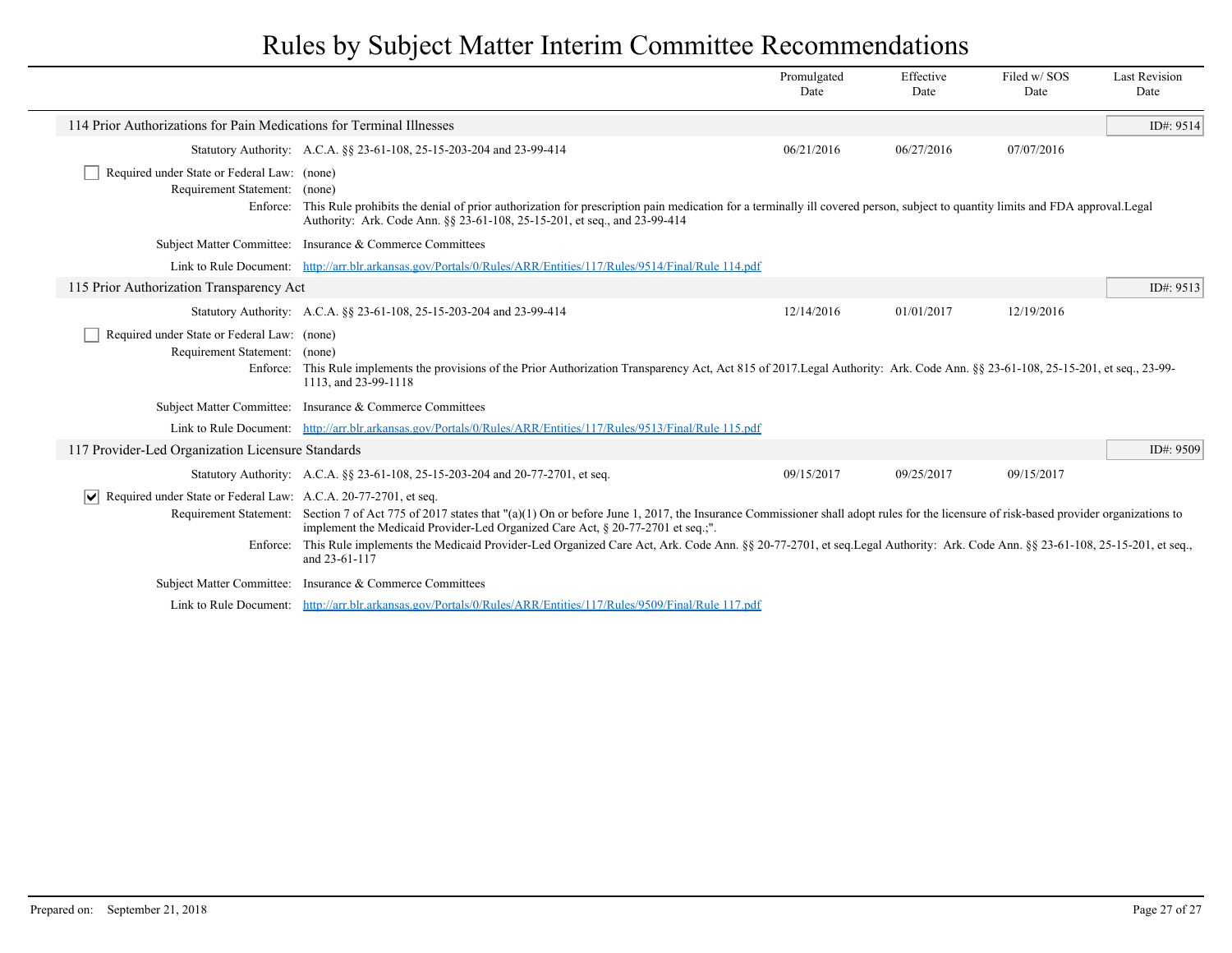# Rules by Subject Matter Interim Committee Recommendations

| | Promulgated Date | Effective Date | Filed w/ SOS Date | Last Revision Date |
|---|---|---|---|---|

## 114 Prior Authorizations for Pain Medications for Terminal Illnesses

ID#: 9514

| | | Promulgated Date | Effective Date | Filed w/ SOS Date | Last Revision Date |
|---|---|---|---|---|---|
| Statutory Authority: | A.C.A. §§ 23-61-108, 25-15-203-204 and 23-99-414 | 06/21/2016 | 06/27/2016 | 07/07/2016 | |

☐ Required under State or Federal Law: (none)

Requirement Statement: (none)

Enforce: This Rule prohibits the denial of prior authorization for prescription pain medication for a terminally ill covered person, subject to quantity limits and FDA approval.Legal Authority: Ark. Code Ann. §§ 23-61-108, 25-15-201, et seq., and 23-99-414

Subject Matter Committee: Insurance & Commerce Committees

Link to Rule Document: http://arr.blr.arkansas.gov/Portals/0/Rules/ARR/Entities/117/Rules/9514/Final/Rule 114.pdf

## 115 Prior Authorization Transparency Act

ID#: 9513

| | | Promulgated Date | Effective Date | Filed w/ SOS Date | Last Revision Date |
|---|---|---|---|---|---|
| Statutory Authority: | A.C.A. §§ 23-61-108, 25-15-203-204 and 23-99-414 | 12/14/2016 | 01/01/2017 | 12/19/2016 | |

☐ Required under State or Federal Law: (none)

Requirement Statement: (none)

Enforce: This Rule implements the provisions of the Prior Authorization Transparency Act, Act 815 of 2017.Legal Authority: Ark. Code Ann. §§ 23-61-108, 25-15-201, et seq., 23-99-1113, and 23-99-1118

Subject Matter Committee: Insurance & Commerce Committees

Link to Rule Document: http://arr.blr.arkansas.gov/Portals/0/Rules/ARR/Entities/117/Rules/9513/Final/Rule 115.pdf

## 117 Provider-Led Organization Licensure Standards

ID#: 9509

| | | Promulgated Date | Effective Date | Filed w/ SOS Date | Last Revision Date |
|---|---|---|---|---|---|
| Statutory Authority: | A.C.A. §§ 23-61-108, 25-15-203-204 and 20-77-2701, et seq. | 09/15/2017 | 09/25/2017 | 09/15/2017 | |

☑ Required under State or Federal Law: A.C.A. 20-77-2701, et seq.

Requirement Statement: Section 7 of Act 775 of 2017 states that "(a)(1) On or before June 1, 2017, the Insurance Commissioner shall adopt rules for the licensure of risk-based provider organizations to implement the Medicaid Provider-Led Organized Care Act, § 20-77-2701 et seq.;".

Enforce: This Rule implements the Medicaid Provider-Led Organized Care Act, Ark. Code Ann. §§ 20-77-2701, et seq.Legal Authority: Ark. Code Ann. §§ 23-61-108, 25-15-201, et seq., and 23-61-117

Subject Matter Committee: Insurance & Commerce Committees

Link to Rule Document: http://arr.blr.arkansas.gov/Portals/0/Rules/ARR/Entities/117/Rules/9509/Final/Rule 117.pdf

Prepared on: September 21, 2018